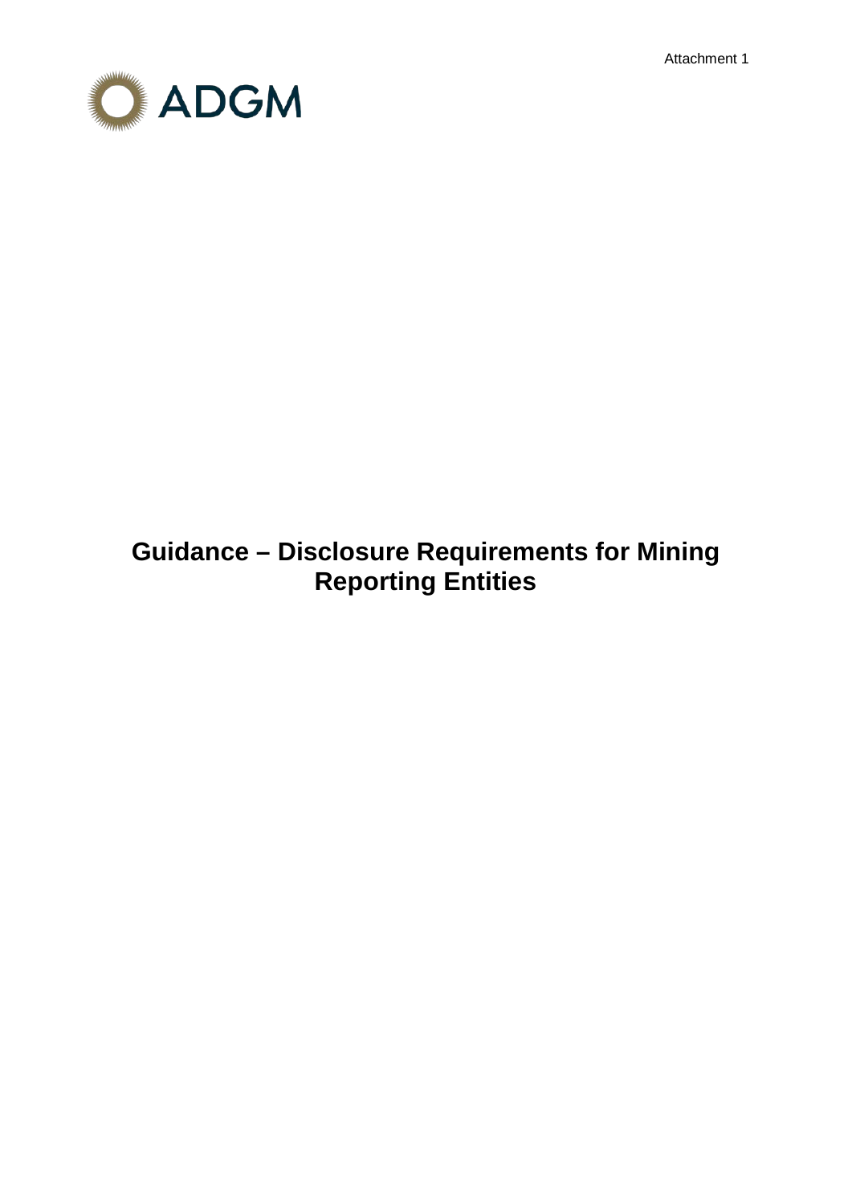Attachment 1

ADGM

# Guidance – Disclosure Requirements for Mining Reporting Entities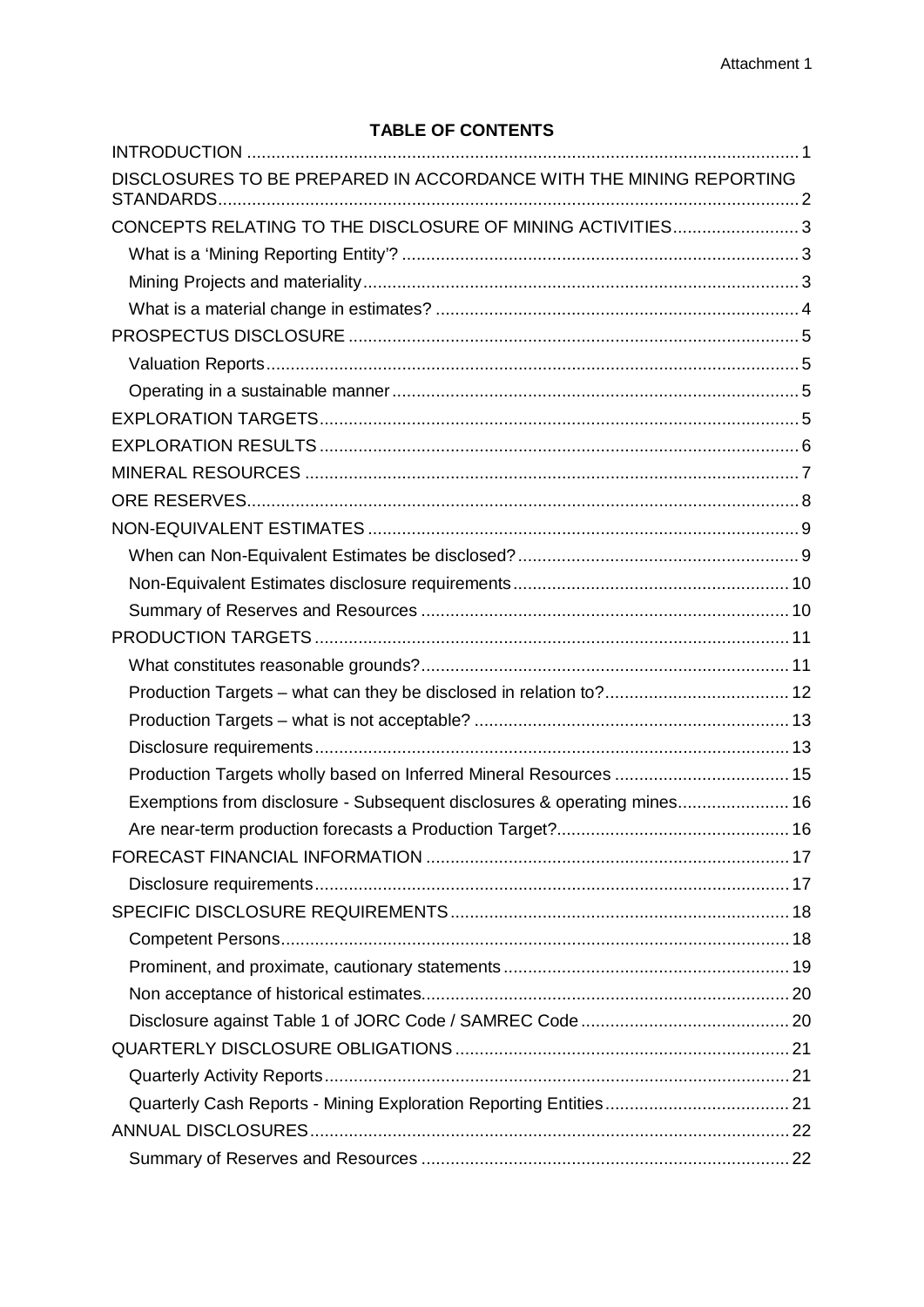**TABLE OF CONTENTS**

INTRODUCTION ..... 1

DISCLOSURES TO BE PREPARED IN ACCORDANCE WITH THE MINING REPORTING STANDARDS ..... 2

CONCEPTS RELATING TO THE DISCLOSURE OF MINING ACTIVITIES ..... 3

- What is a 'Mining Reporting Entity'? ..... 3
- Mining Projects and materiality ..... 3
- What is a material change in estimates? ..... 4

PROSPECTUS DISCLOSURE ..... 5

- Valuation Reports ..... 5
- Operating in a sustainable manner ..... 5

EXPLORATION TARGETS ..... 5

EXPLORATION RESULTS ..... 6

MINERAL RESOURCES ..... 7

ORE RESERVES ..... 8

NON-EQUIVALENT ESTIMATES ..... 9

- When can Non-Equivalent Estimates be disclosed? ..... 9
- Non-Equivalent Estimates disclosure requirements ..... 10
- Summary of Reserves and Resources ..... 10

PRODUCTION TARGETS ..... 11

- What constitutes reasonable grounds? ..... 11
- Production Targets – what can they be disclosed in relation to? ..... 12
- Production Targets – what is not acceptable? ..... 13
- Disclosure requirements ..... 13
- Production Targets wholly based on Inferred Mineral Resources ..... 15
- Exemptions from disclosure - Subsequent disclosures & operating mines ..... 16
- Are near-term production forecasts a Production Target? ..... 16

FORECAST FINANCIAL INFORMATION ..... 17

- Disclosure requirements ..... 17

SPECIFIC DISCLOSURE REQUIREMENTS ..... 18

- Competent Persons ..... 18
- Prominent, and proximate, cautionary statements ..... 19
- Non acceptance of historical estimates ..... 20
- Disclosure against Table 1 of JORC Code / SAMREC Code ..... 20

QUARTERLY DISCLOSURE OBLIGATIONS ..... 21

- Quarterly Activity Reports ..... 21
- Quarterly Cash Reports - Mining Exploration Reporting Entities ..... 21

ANNUAL DISCLOSURES ..... 22

- Summary of Reserves and Resources ..... 22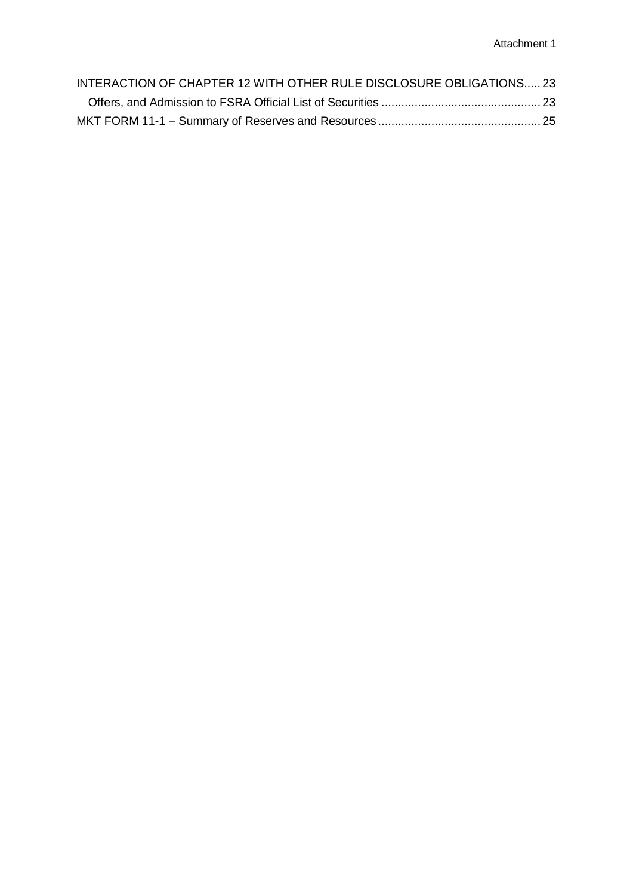INTERACTION OF CHAPTER 12 WITH OTHER RULE DISCLOSURE OBLIGATIONS..... 23

Offers, and Admission to FSRA Official List of Securities ................................................ 23

MKT FORM 11-1 – Summary of Reserves and Resources ................................................ 25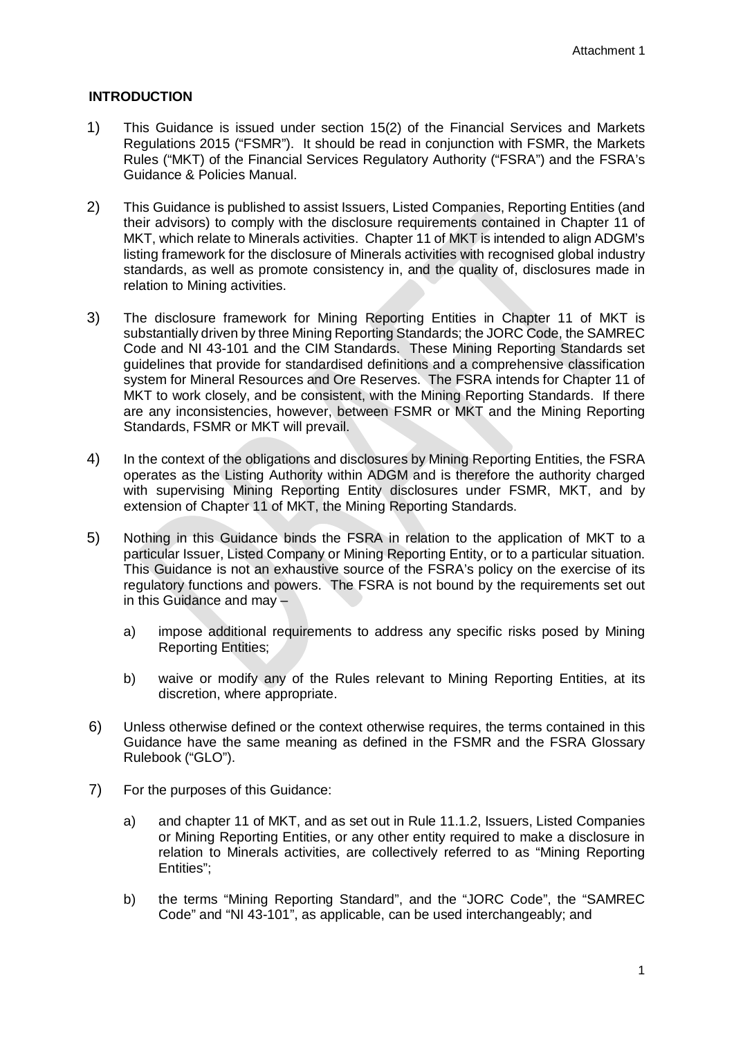Attachment 1

## INTRODUCTION

1) This Guidance is issued under section 15(2) of the Financial Services and Markets Regulations 2015 ("FSMR"). It should be read in conjunction with FSMR, the Markets Rules ("MKT) of the Financial Services Regulatory Authority ("FSRA") and the FSRA's Guidance & Policies Manual.

2) This Guidance is published to assist Issuers, Listed Companies, Reporting Entities (and their advisors) to comply with the disclosure requirements contained in Chapter 11 of MKT, which relate to Minerals activities. Chapter 11 of MKT is intended to align ADGM's listing framework for the disclosure of Minerals activities with recognised global industry standards, as well as promote consistency in, and the quality of, disclosures made in relation to Mining activities.

3) The disclosure framework for Mining Reporting Entities in Chapter 11 of MKT is substantially driven by three Mining Reporting Standards; the JORC Code, the SAMREC Code and NI 43-101 and the CIM Standards. These Mining Reporting Standards set guidelines that provide for standardised definitions and a comprehensive classification system for Mineral Resources and Ore Reserves. The FSRA intends for Chapter 11 of MKT to work closely, and be consistent, with the Mining Reporting Standards. If there are any inconsistencies, however, between FSMR or MKT and the Mining Reporting Standards, FSMR or MKT will prevail.

4) In the context of the obligations and disclosures by Mining Reporting Entities, the FSRA operates as the Listing Authority within ADGM and is therefore the authority charged with supervising Mining Reporting Entity disclosures under FSMR, MKT, and by extension of Chapter 11 of MKT, the Mining Reporting Standards.

5) Nothing in this Guidance binds the FSRA in relation to the application of MKT to a particular Issuer, Listed Company or Mining Reporting Entity, or to a particular situation. This Guidance is not an exhaustive source of the FSRA's policy on the exercise of its regulatory functions and powers. The FSRA is not bound by the requirements set out in this Guidance and may –

   a) impose additional requirements to address any specific risks posed by Mining Reporting Entities;

   b) waive or modify any of the Rules relevant to Mining Reporting Entities, at its discretion, where appropriate.

6) Unless otherwise defined or the context otherwise requires, the terms contained in this Guidance have the same meaning as defined in the FSMR and the FSRA Glossary Rulebook ("GLO").

7) For the purposes of this Guidance:

   a) and chapter 11 of MKT, and as set out in Rule 11.1.2, Issuers, Listed Companies or Mining Reporting Entities, or any other entity required to make a disclosure in relation to Minerals activities, are collectively referred to as "Mining Reporting Entities";

   b) the terms "Mining Reporting Standard", and the "JORC Code", the "SAMREC Code" and "NI 43-101", as applicable, can be used interchangeably; and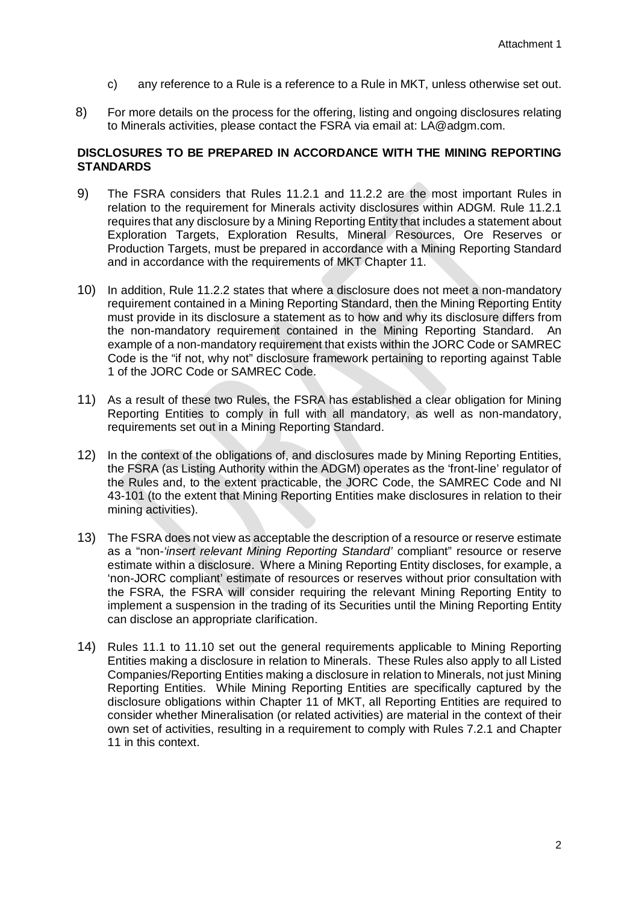c) any reference to a Rule is a reference to a Rule in MKT, unless otherwise set out.

8) For more details on the process for the offering, listing and ongoing disclosures relating to Minerals activities, please contact the FSRA via email at: LA@adgm.com.

**DISCLOSURES TO BE PREPARED IN ACCORDANCE WITH THE MINING REPORTING STANDARDS**

9) The FSRA considers that Rules 11.2.1 and 11.2.2 are the most important Rules in relation to the requirement for Minerals activity disclosures within ADGM. Rule 11.2.1 requires that any disclosure by a Mining Reporting Entity that includes a statement about Exploration Targets, Exploration Results, Mineral Resources, Ore Reserves or Production Targets, must be prepared in accordance with a Mining Reporting Standard and in accordance with the requirements of MKT Chapter 11.

10) In addition, Rule 11.2.2 states that where a disclosure does not meet a non-mandatory requirement contained in a Mining Reporting Standard, then the Mining Reporting Entity must provide in its disclosure a statement as to how and why its disclosure differs from the non-mandatory requirement contained in the Mining Reporting Standard. An example of a non-mandatory requirement that exists within the JORC Code or SAMREC Code is the "if not, why not" disclosure framework pertaining to reporting against Table 1 of the JORC Code or SAMREC Code.

11) As a result of these two Rules, the FSRA has established a clear obligation for Mining Reporting Entities to comply in full with all mandatory, as well as non-mandatory, requirements set out in a Mining Reporting Standard.

12) In the context of the obligations of, and disclosures made by Mining Reporting Entities, the FSRA (as Listing Authority within the ADGM) operates as the 'front-line' regulator of the Rules and, to the extent practicable, the JORC Code, the SAMREC Code and NI 43-101 (to the extent that Mining Reporting Entities make disclosures in relation to their mining activities).

13) The FSRA does not view as acceptable the description of a resource or reserve estimate as a "non-*'insert relevant Mining Reporting Standard'* compliant" resource or reserve estimate within a disclosure. Where a Mining Reporting Entity discloses, for example, a 'non-JORC compliant' estimate of resources or reserves without prior consultation with the FSRA, the FSRA will consider requiring the relevant Mining Reporting Entity to implement a suspension in the trading of its Securities until the Mining Reporting Entity can disclose an appropriate clarification.

14) Rules 11.1 to 11.10 set out the general requirements applicable to Mining Reporting Entities making a disclosure in relation to Minerals. These Rules also apply to all Listed Companies/Reporting Entities making a disclosure in relation to Minerals, not just Mining Reporting Entities. While Mining Reporting Entities are specifically captured by the disclosure obligations within Chapter 11 of MKT, all Reporting Entities are required to consider whether Mineralisation (or related activities) are material in the context of their own set of activities, resulting in a requirement to comply with Rules 7.2.1 and Chapter 11 in this context.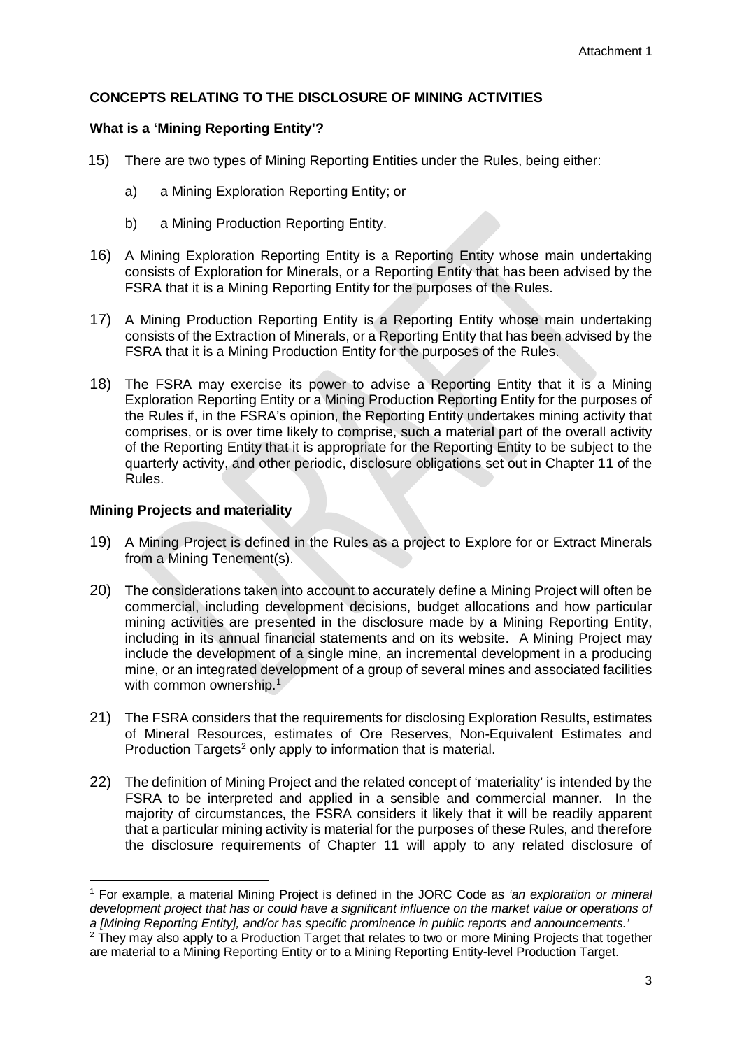Attachment 1

## CONCEPTS RELATING TO THE DISCLOSURE OF MINING ACTIVITIES

### What is a 'Mining Reporting Entity'?

15) There are two types of Mining Reporting Entities under the Rules, being either:

    a) a Mining Exploration Reporting Entity; or

    b) a Mining Production Reporting Entity.

16) A Mining Exploration Reporting Entity is a Reporting Entity whose main undertaking consists of Exploration for Minerals, or a Reporting Entity that has been advised by the FSRA that it is a Mining Reporting Entity for the purposes of the Rules.

17) A Mining Production Reporting Entity is a Reporting Entity whose main undertaking consists of the Extraction of Minerals, or a Reporting Entity that has been advised by the FSRA that it is a Mining Production Entity for the purposes of the Rules.

18) The FSRA may exercise its power to advise a Reporting Entity that it is a Mining Exploration Reporting Entity or a Mining Production Reporting Entity for the purposes of the Rules if, in the FSRA's opinion, the Reporting Entity undertakes mining activity that comprises, or is over time likely to comprise, such a material part of the overall activity of the Reporting Entity that it is appropriate for the Reporting Entity to be subject to the quarterly activity, and other periodic, disclosure obligations set out in Chapter 11 of the Rules.

### Mining Projects and materiality

19) A Mining Project is defined in the Rules as a project to Explore for or Extract Minerals from a Mining Tenement(s).

20) The considerations taken into account to accurately define a Mining Project will often be commercial, including development decisions, budget allocations and how particular mining activities are presented in the disclosure made by a Mining Reporting Entity, including in its annual financial statements and on its website. A Mining Project may include the development of a single mine, an incremental development in a producing mine, or an integrated development of a group of several mines and associated facilities with common ownership.[1]

21) The FSRA considers that the requirements for disclosing Exploration Results, estimates of Mineral Resources, estimates of Ore Reserves, Non-Equivalent Estimates and Production Targets[2] only apply to information that is material.

22) The definition of Mining Project and the related concept of 'materiality' is intended by the FSRA to be interpreted and applied in a sensible and commercial manner. In the majority of circumstances, the FSRA considers it likely that it will be readily apparent that a particular mining activity is material for the purposes of these Rules, and therefore the disclosure requirements of Chapter 11 will apply to any related disclosure of

---

[1] For example, a material Mining Project is defined in the JORC Code as *'an exploration or mineral development project that has or could have a significant influence on the market value or operations of a [Mining Reporting Entity], and/or has specific prominence in public reports and announcements.'*

[2] They may also apply to a Production Target that relates to two or more Mining Projects that together are material to a Mining Reporting Entity or to a Mining Reporting Entity-level Production Target.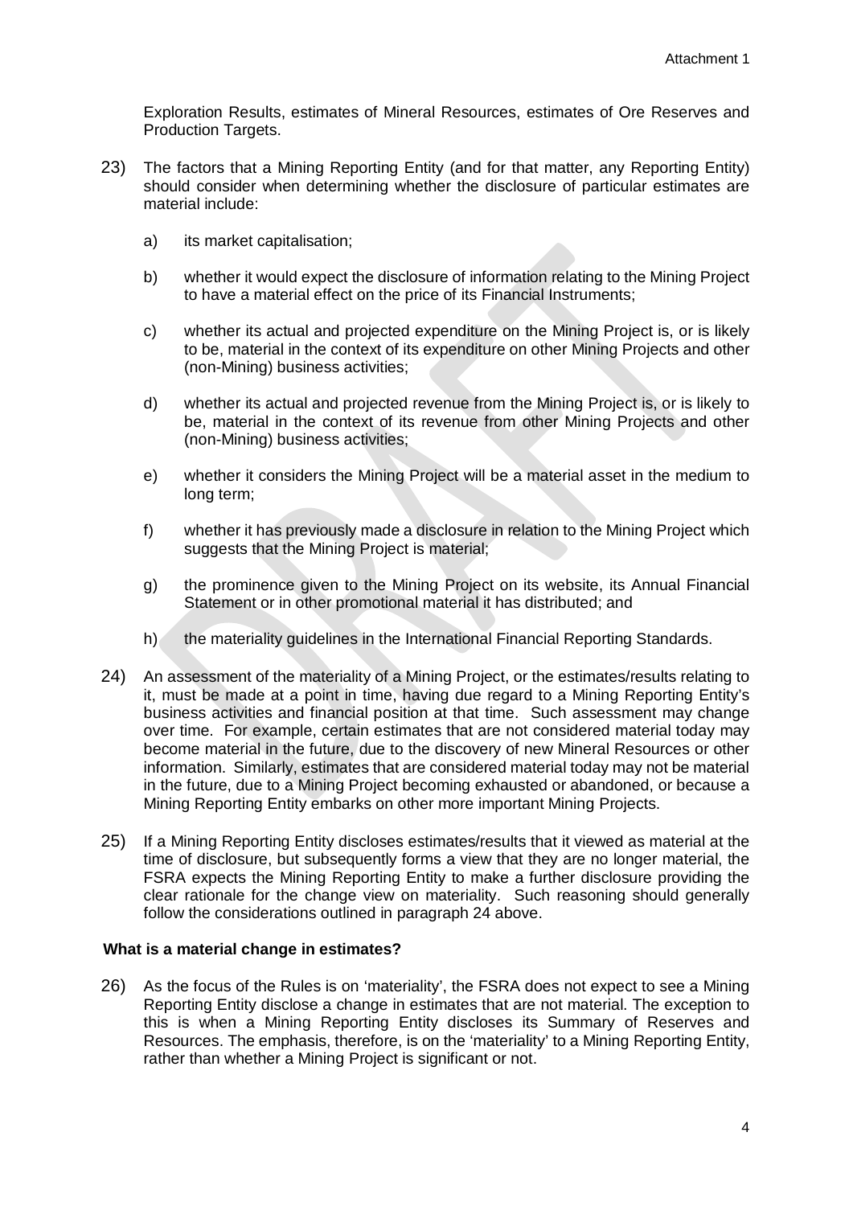Exploration Results, estimates of Mineral Resources, estimates of Ore Reserves and Production Targets.

23) The factors that a Mining Reporting Entity (and for that matter, any Reporting Entity) should consider when determining whether the disclosure of particular estimates are material include:

   a) its market capitalisation;

   b) whether it would expect the disclosure of information relating to the Mining Project to have a material effect on the price of its Financial Instruments;

   c) whether its actual and projected expenditure on the Mining Project is, or is likely to be, material in the context of its expenditure on other Mining Projects and other (non-Mining) business activities;

   d) whether its actual and projected revenue from the Mining Project is, or is likely to be, material in the context of its revenue from other Mining Projects and other (non-Mining) business activities;

   e) whether it considers the Mining Project will be a material asset in the medium to long term;

   f) whether it has previously made a disclosure in relation to the Mining Project which suggests that the Mining Project is material;

   g) the prominence given to the Mining Project on its website, its Annual Financial Statement or in other promotional material it has distributed; and

   h) the materiality guidelines in the International Financial Reporting Standards.

24) An assessment of the materiality of a Mining Project, or the estimates/results relating to it, must be made at a point in time, having due regard to a Mining Reporting Entity's business activities and financial position at that time. Such assessment may change over time. For example, certain estimates that are not considered material today may become material in the future, due to the discovery of new Mineral Resources or other information. Similarly, estimates that are considered material today may not be material in the future, due to a Mining Project becoming exhausted or abandoned, or because a Mining Reporting Entity embarks on other more important Mining Projects.

25) If a Mining Reporting Entity discloses estimates/results that it viewed as material at the time of disclosure, but subsequently forms a view that they are no longer material, the FSRA expects the Mining Reporting Entity to make a further disclosure providing the clear rationale for the change view on materiality. Such reasoning should generally follow the considerations outlined in paragraph 24 above.

**What is a material change in estimates?**

26) As the focus of the Rules is on 'materiality', the FSRA does not expect to see a Mining Reporting Entity disclose a change in estimates that are not material. The exception to this is when a Mining Reporting Entity discloses its Summary of Reserves and Resources. The emphasis, therefore, is on the 'materiality' to a Mining Reporting Entity, rather than whether a Mining Project is significant or not.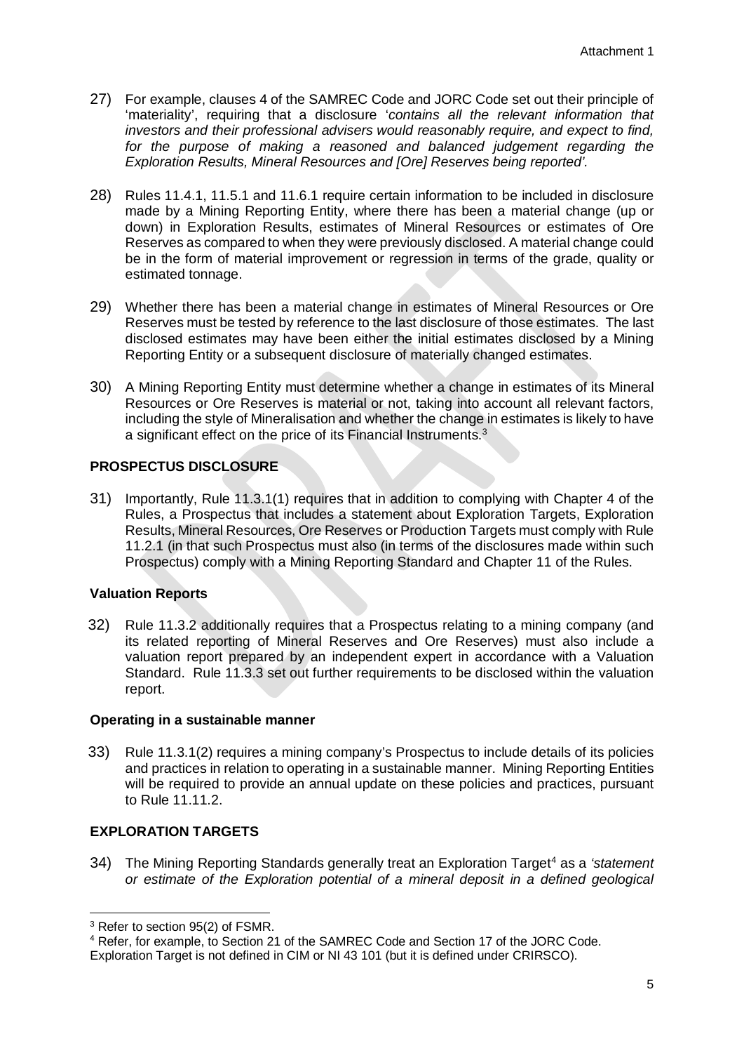27) For example, clauses 4 of the SAMREC Code and JORC Code set out their principle of 'materiality', requiring that a disclosure '*contains all the relevant information that investors and their professional advisers would reasonably require, and expect to find, for the purpose of making a reasoned and balanced judgement regarding the Exploration Results, Mineral Resources and [Ore] Reserves being reported'.*

28) Rules 11.4.1, 11.5.1 and 11.6.1 require certain information to be included in disclosure made by a Mining Reporting Entity, where there has been a material change (up or down) in Exploration Results, estimates of Mineral Resources or estimates of Ore Reserves as compared to when they were previously disclosed. A material change could be in the form of material improvement or regression in terms of the grade, quality or estimated tonnage.

29) Whether there has been a material change in estimates of Mineral Resources or Ore Reserves must be tested by reference to the last disclosure of those estimates. The last disclosed estimates may have been either the initial estimates disclosed by a Mining Reporting Entity or a subsequent disclosure of materially changed estimates.

30) A Mining Reporting Entity must determine whether a change in estimates of its Mineral Resources or Ore Reserves is material or not, taking into account all relevant factors, including the style of Mineralisation and whether the change in estimates is likely to have a significant effect on the price of its Financial Instruments.[3]

## PROSPECTUS DISCLOSURE

31) Importantly, Rule 11.3.1(1) requires that in addition to complying with Chapter 4 of the Rules, a Prospectus that includes a statement about Exploration Targets, Exploration Results, Mineral Resources, Ore Reserves or Production Targets must comply with Rule 11.2.1 (in that such Prospectus must also (in terms of the disclosures made within such Prospectus) comply with a Mining Reporting Standard and Chapter 11 of the Rules.

### Valuation Reports

32) Rule 11.3.2 additionally requires that a Prospectus relating to a mining company (and its related reporting of Mineral Reserves and Ore Reserves) must also include a valuation report prepared by an independent expert in accordance with a Valuation Standard. Rule 11.3.3 set out further requirements to be disclosed within the valuation report.

### Operating in a sustainable manner

33) Rule 11.3.1(2) requires a mining company's Prospectus to include details of its policies and practices in relation to operating in a sustainable manner. Mining Reporting Entities will be required to provide an annual update on these policies and practices, pursuant to Rule 11.11.2.

## EXPLORATION TARGETS

34) The Mining Reporting Standards generally treat an Exploration Target[4] as a *'statement or estimate of the Exploration potential of a mineral deposit in a defined geological*

---

[3] Refer to section 95(2) of FSMR.

[4] Refer, for example, to Section 21 of the SAMREC Code and Section 17 of the JORC Code. Exploration Target is not defined in CIM or NI 43 101 (but it is defined under CRIRSCO).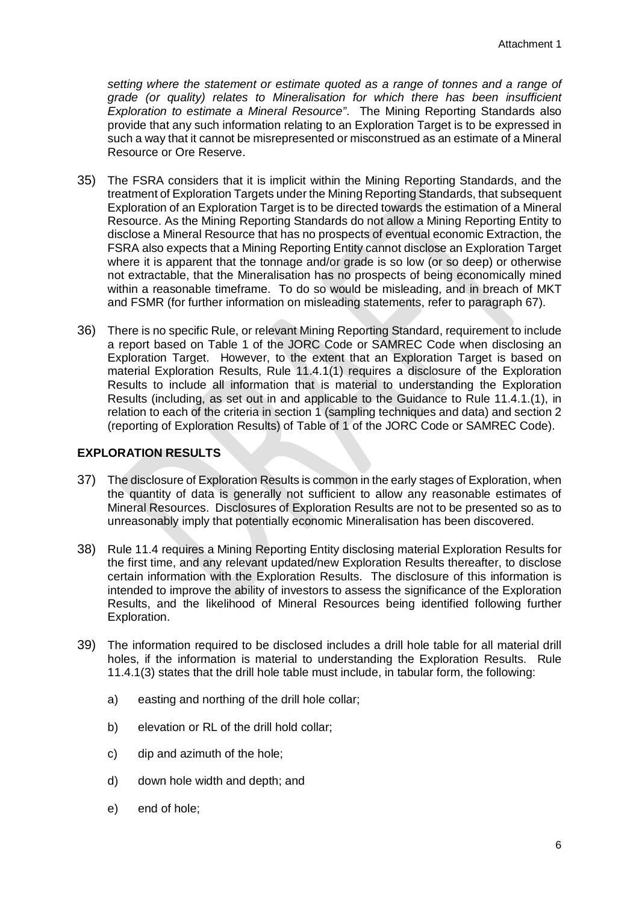*setting where the statement or estimate quoted as a range of tonnes and a range of grade (or quality) relates to Mineralisation for which there has been insufficient Exploration to estimate a Mineral Resource"*. The Mining Reporting Standards also provide that any such information relating to an Exploration Target is to be expressed in such a way that it cannot be misrepresented or misconstrued as an estimate of a Mineral Resource or Ore Reserve.

35) The FSRA considers that it is implicit within the Mining Reporting Standards, and the treatment of Exploration Targets under the Mining Reporting Standards, that subsequent Exploration of an Exploration Target is to be directed towards the estimation of a Mineral Resource. As the Mining Reporting Standards do not allow a Mining Reporting Entity to disclose a Mineral Resource that has no prospects of eventual economic Extraction, the FSRA also expects that a Mining Reporting Entity cannot disclose an Exploration Target where it is apparent that the tonnage and/or grade is so low (or so deep) or otherwise not extractable, that the Mineralisation has no prospects of being economically mined within a reasonable timeframe. To do so would be misleading, and in breach of MKT and FSMR (for further information on misleading statements, refer to paragraph 67).

36) There is no specific Rule, or relevant Mining Reporting Standard, requirement to include a report based on Table 1 of the JORC Code or SAMREC Code when disclosing an Exploration Target. However, to the extent that an Exploration Target is based on material Exploration Results, Rule 11.4.1(1) requires a disclosure of the Exploration Results to include all information that is material to understanding the Exploration Results (including, as set out in and applicable to the Guidance to Rule 11.4.1.(1), in relation to each of the criteria in section 1 (sampling techniques and data) and section 2 (reporting of Exploration Results) of Table of 1 of the JORC Code or SAMREC Code).

## EXPLORATION RESULTS

37) The disclosure of Exploration Results is common in the early stages of Exploration, when the quantity of data is generally not sufficient to allow any reasonable estimates of Mineral Resources. Disclosures of Exploration Results are not to be presented so as to unreasonably imply that potentially economic Mineralisation has been discovered.

38) Rule 11.4 requires a Mining Reporting Entity disclosing material Exploration Results for the first time, and any relevant updated/new Exploration Results thereafter, to disclose certain information with the Exploration Results. The disclosure of this information is intended to improve the ability of investors to assess the significance of the Exploration Results, and the likelihood of Mineral Resources being identified following further Exploration.

39) The information required to be disclosed includes a drill hole table for all material drill holes, if the information is material to understanding the Exploration Results. Rule 11.4.1(3) states that the drill hole table must include, in tabular form, the following:

    a) easting and northing of the drill hole collar;

    b) elevation or RL of the drill hold collar;

    c) dip and azimuth of the hole;

    d) down hole width and depth; and

    e) end of hole;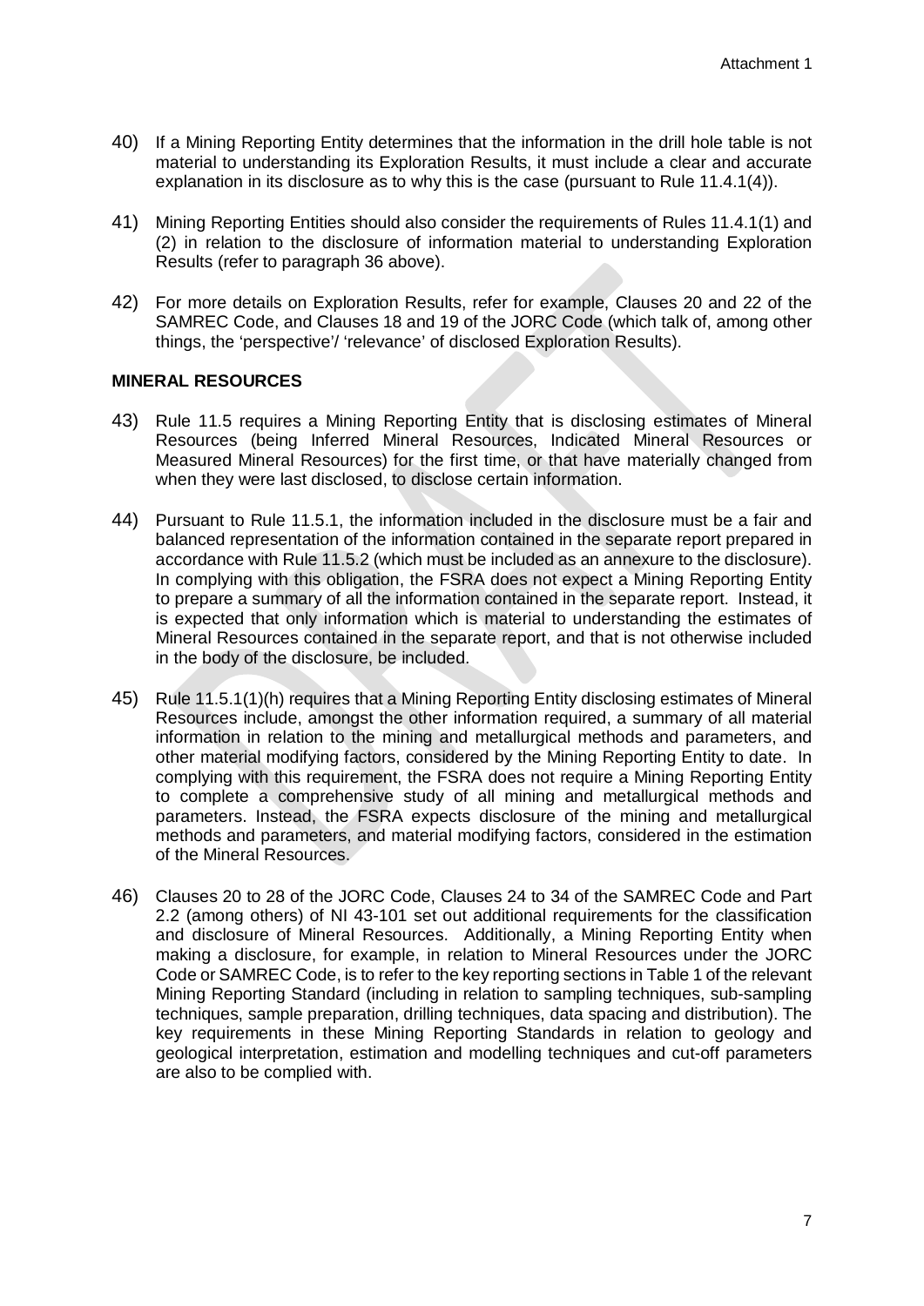40) If a Mining Reporting Entity determines that the information in the drill hole table is not material to understanding its Exploration Results, it must include a clear and accurate explanation in its disclosure as to why this is the case (pursuant to Rule 11.4.1(4)).

41) Mining Reporting Entities should also consider the requirements of Rules 11.4.1(1) and (2) in relation to the disclosure of information material to understanding Exploration Results (refer to paragraph 36 above).

42) For more details on Exploration Results, refer for example, Clauses 20 and 22 of the SAMREC Code, and Clauses 18 and 19 of the JORC Code (which talk of, among other things, the 'perspective'/ 'relevance' of disclosed Exploration Results).

**MINERAL RESOURCES**

43) Rule 11.5 requires a Mining Reporting Entity that is disclosing estimates of Mineral Resources (being Inferred Mineral Resources, Indicated Mineral Resources or Measured Mineral Resources) for the first time, or that have materially changed from when they were last disclosed, to disclose certain information.

44) Pursuant to Rule 11.5.1, the information included in the disclosure must be a fair and balanced representation of the information contained in the separate report prepared in accordance with Rule 11.5.2 (which must be included as an annexure to the disclosure). In complying with this obligation, the FSRA does not expect a Mining Reporting Entity to prepare a summary of all the information contained in the separate report. Instead, it is expected that only information which is material to understanding the estimates of Mineral Resources contained in the separate report, and that is not otherwise included in the body of the disclosure, be included.

45) Rule 11.5.1(1)(h) requires that a Mining Reporting Entity disclosing estimates of Mineral Resources include, amongst the other information required, a summary of all material information in relation to the mining and metallurgical methods and parameters, and other material modifying factors, considered by the Mining Reporting Entity to date. In complying with this requirement, the FSRA does not require a Mining Reporting Entity to complete a comprehensive study of all mining and metallurgical methods and parameters. Instead, the FSRA expects disclosure of the mining and metallurgical methods and parameters, and material modifying factors, considered in the estimation of the Mineral Resources.

46) Clauses 20 to 28 of the JORC Code, Clauses 24 to 34 of the SAMREC Code and Part 2.2 (among others) of NI 43-101 set out additional requirements for the classification and disclosure of Mineral Resources. Additionally, a Mining Reporting Entity when making a disclosure, for example, in relation to Mineral Resources under the JORC Code or SAMREC Code, is to refer to the key reporting sections in Table 1 of the relevant Mining Reporting Standard (including in relation to sampling techniques, sub-sampling techniques, sample preparation, drilling techniques, data spacing and distribution). The key requirements in these Mining Reporting Standards in relation to geology and geological interpretation, estimation and modelling techniques and cut-off parameters are also to be complied with.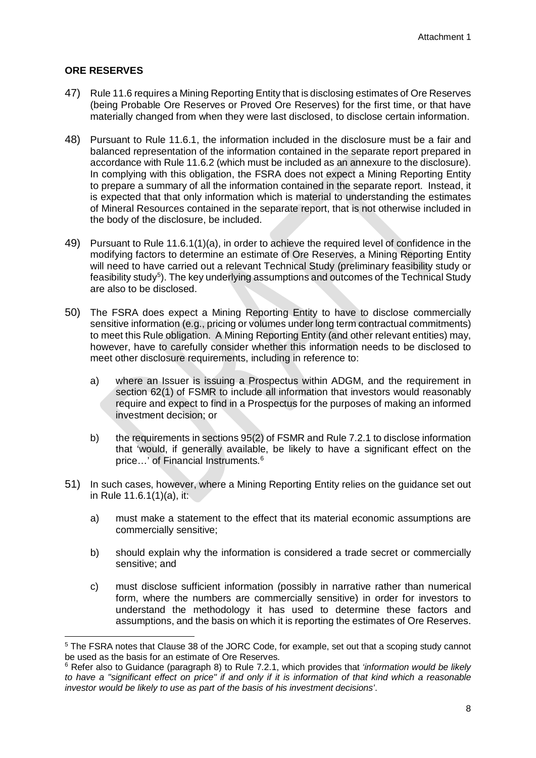**ORE RESERVES**

47) Rule 11.6 requires a Mining Reporting Entity that is disclosing estimates of Ore Reserves (being Probable Ore Reserves or Proved Ore Reserves) for the first time, or that have materially changed from when they were last disclosed, to disclose certain information.

48) Pursuant to Rule 11.6.1, the information included in the disclosure must be a fair and balanced representation of the information contained in the separate report prepared in accordance with Rule 11.6.2 (which must be included as an annexure to the disclosure). In complying with this obligation, the FSRA does not expect a Mining Reporting Entity to prepare a summary of all the information contained in the separate report. Instead, it is expected that that only information which is material to understanding the estimates of Mineral Resources contained in the separate report, that is not otherwise included in the body of the disclosure, be included.

49) Pursuant to Rule 11.6.1(1)(a), in order to achieve the required level of confidence in the modifying factors to determine an estimate of Ore Reserves, a Mining Reporting Entity will need to have carried out a relevant Technical Study (preliminary feasibility study or feasibility study[5]). The key underlying assumptions and outcomes of the Technical Study are also to be disclosed.

50) The FSRA does expect a Mining Reporting Entity to have to disclose commercially sensitive information (e.g., pricing or volumes under long term contractual commitments) to meet this Rule obligation. A Mining Reporting Entity (and other relevant entities) may, however, have to carefully consider whether this information needs to be disclosed to meet other disclosure requirements, including in reference to:

   a) where an Issuer is issuing a Prospectus within ADGM, and the requirement in section 62(1) of FSMR to include all information that investors would reasonably require and expect to find in a Prospectus for the purposes of making an informed investment decision; or

   b) the requirements in sections 95(2) of FSMR and Rule 7.2.1 to disclose information that 'would, if generally available, be likely to have a significant effect on the price…' of Financial Instruments.[6]

51) In such cases, however, where a Mining Reporting Entity relies on the guidance set out in Rule 11.6.1(1)(a), it:

   a) must make a statement to the effect that its material economic assumptions are commercially sensitive;

   b) should explain why the information is considered a trade secret or commercially sensitive; and

   c) must disclose sufficient information (possibly in narrative rather than numerical form, where the numbers are commercially sensitive) in order for investors to understand the methodology it has used to determine these factors and assumptions, and the basis on which it is reporting the estimates of Ore Reserves.

---

[5] The FSRA notes that Clause 38 of the JORC Code, for example, set out that a scoping study cannot be used as the basis for an estimate of Ore Reserves.

[6] Refer also to Guidance (paragraph 8) to Rule 7.2.1, which provides that *'information would be likely to have a "significant effect on price" if and only if it is information of that kind which a reasonable investor would be likely to use as part of the basis of his investment decisions'*.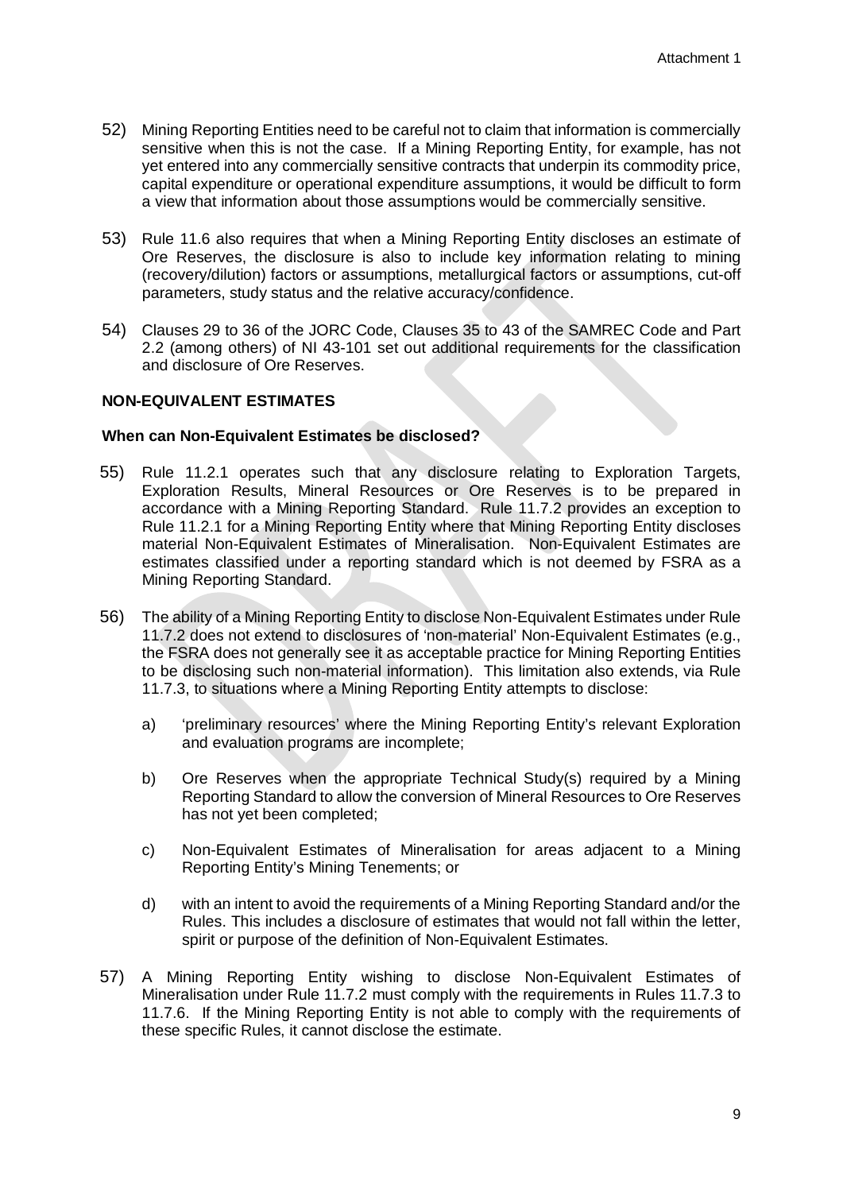52) Mining Reporting Entities need to be careful not to claim that information is commercially sensitive when this is not the case. If a Mining Reporting Entity, for example, has not yet entered into any commercially sensitive contracts that underpin its commodity price, capital expenditure or operational expenditure assumptions, it would be difficult to form a view that information about those assumptions would be commercially sensitive.

53) Rule 11.6 also requires that when a Mining Reporting Entity discloses an estimate of Ore Reserves, the disclosure is also to include key information relating to mining (recovery/dilution) factors or assumptions, metallurgical factors or assumptions, cut-off parameters, study status and the relative accuracy/confidence.

54) Clauses 29 to 36 of the JORC Code, Clauses 35 to 43 of the SAMREC Code and Part 2.2 (among others) of NI 43-101 set out additional requirements for the classification and disclosure of Ore Reserves.

**NON-EQUIVALENT ESTIMATES**

**When can Non-Equivalent Estimates be disclosed?**

55) Rule 11.2.1 operates such that any disclosure relating to Exploration Targets, Exploration Results, Mineral Resources or Ore Reserves is to be prepared in accordance with a Mining Reporting Standard. Rule 11.7.2 provides an exception to Rule 11.2.1 for a Mining Reporting Entity where that Mining Reporting Entity discloses material Non-Equivalent Estimates of Mineralisation. Non-Equivalent Estimates are estimates classified under a reporting standard which is not deemed by FSRA as a Mining Reporting Standard.

56) The ability of a Mining Reporting Entity to disclose Non-Equivalent Estimates under Rule 11.7.2 does not extend to disclosures of 'non-material' Non-Equivalent Estimates (e.g., the FSRA does not generally see it as acceptable practice for Mining Reporting Entities to be disclosing such non-material information). This limitation also extends, via Rule 11.7.3, to situations where a Mining Reporting Entity attempts to disclose:

    a) 'preliminary resources' where the Mining Reporting Entity's relevant Exploration and evaluation programs are incomplete;

    b) Ore Reserves when the appropriate Technical Study(s) required by a Mining Reporting Standard to allow the conversion of Mineral Resources to Ore Reserves has not yet been completed;

    c) Non-Equivalent Estimates of Mineralisation for areas adjacent to a Mining Reporting Entity's Mining Tenements; or

    d) with an intent to avoid the requirements of a Mining Reporting Standard and/or the Rules. This includes a disclosure of estimates that would not fall within the letter, spirit or purpose of the definition of Non-Equivalent Estimates.

57) A Mining Reporting Entity wishing to disclose Non-Equivalent Estimates of Mineralisation under Rule 11.7.2 must comply with the requirements in Rules 11.7.3 to 11.7.6. If the Mining Reporting Entity is not able to comply with the requirements of these specific Rules, it cannot disclose the estimate.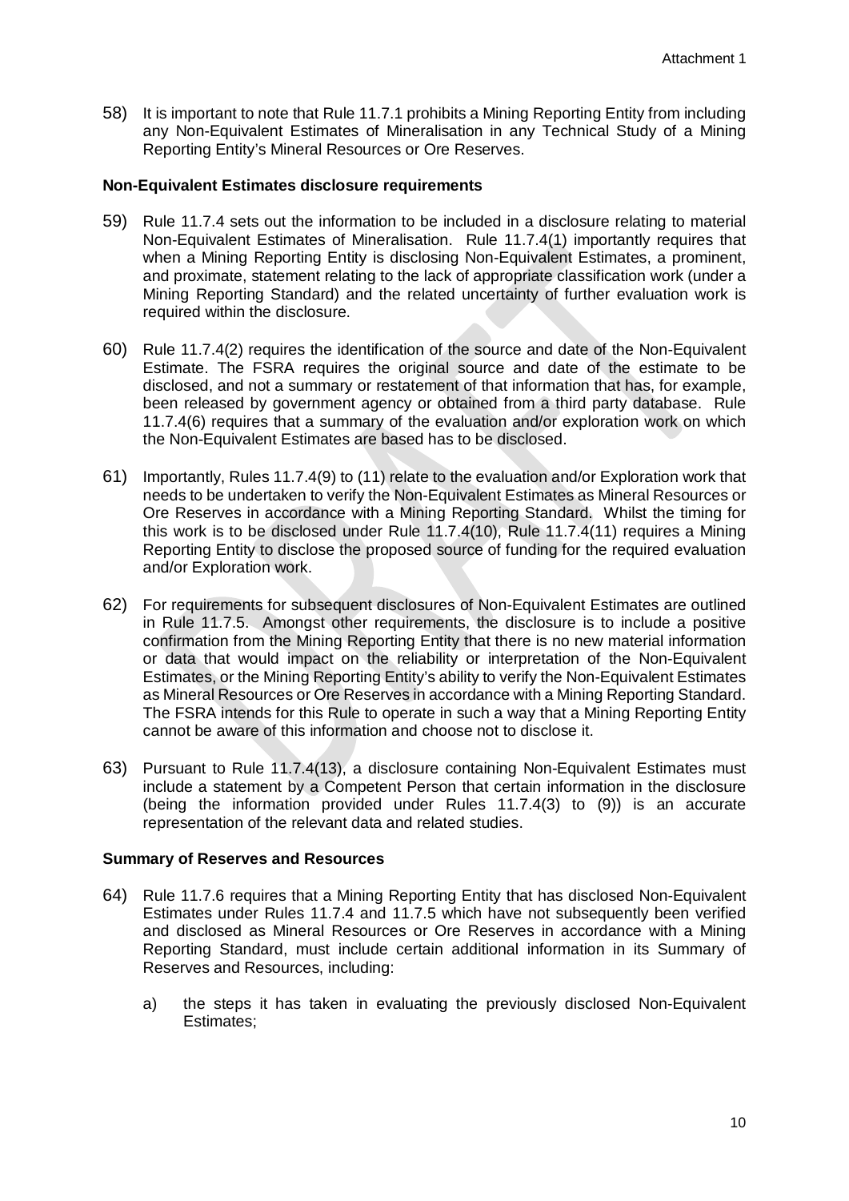58) It is important to note that Rule 11.7.1 prohibits a Mining Reporting Entity from including any Non-Equivalent Estimates of Mineralisation in any Technical Study of a Mining Reporting Entity's Mineral Resources or Ore Reserves.

**Non-Equivalent Estimates disclosure requirements**

59) Rule 11.7.4 sets out the information to be included in a disclosure relating to material Non-Equivalent Estimates of Mineralisation. Rule 11.7.4(1) importantly requires that when a Mining Reporting Entity is disclosing Non-Equivalent Estimates, a prominent, and proximate, statement relating to the lack of appropriate classification work (under a Mining Reporting Standard) and the related uncertainty of further evaluation work is required within the disclosure.

60) Rule 11.7.4(2) requires the identification of the source and date of the Non-Equivalent Estimate. The FSRA requires the original source and date of the estimate to be disclosed, and not a summary or restatement of that information that has, for example, been released by government agency or obtained from a third party database. Rule 11.7.4(6) requires that a summary of the evaluation and/or exploration work on which the Non-Equivalent Estimates are based has to be disclosed.

61) Importantly, Rules 11.7.4(9) to (11) relate to the evaluation and/or Exploration work that needs to be undertaken to verify the Non-Equivalent Estimates as Mineral Resources or Ore Reserves in accordance with a Mining Reporting Standard. Whilst the timing for this work is to be disclosed under Rule 11.7.4(10), Rule 11.7.4(11) requires a Mining Reporting Entity to disclose the proposed source of funding for the required evaluation and/or Exploration work.

62) For requirements for subsequent disclosures of Non-Equivalent Estimates are outlined in Rule 11.7.5. Amongst other requirements, the disclosure is to include a positive confirmation from the Mining Reporting Entity that there is no new material information or data that would impact on the reliability or interpretation of the Non-Equivalent Estimates, or the Mining Reporting Entity's ability to verify the Non-Equivalent Estimates as Mineral Resources or Ore Reserves in accordance with a Mining Reporting Standard. The FSRA intends for this Rule to operate in such a way that a Mining Reporting Entity cannot be aware of this information and choose not to disclose it.

63) Pursuant to Rule 11.7.4(13), a disclosure containing Non-Equivalent Estimates must include a statement by a Competent Person that certain information in the disclosure (being the information provided under Rules 11.7.4(3) to (9)) is an accurate representation of the relevant data and related studies.

**Summary of Reserves and Resources**

64) Rule 11.7.6 requires that a Mining Reporting Entity that has disclosed Non-Equivalent Estimates under Rules 11.7.4 and 11.7.5 which have not subsequently been verified and disclosed as Mineral Resources or Ore Reserves in accordance with a Mining Reporting Standard, must include certain additional information in its Summary of Reserves and Resources, including:

   a) the steps it has taken in evaluating the previously disclosed Non-Equivalent Estimates;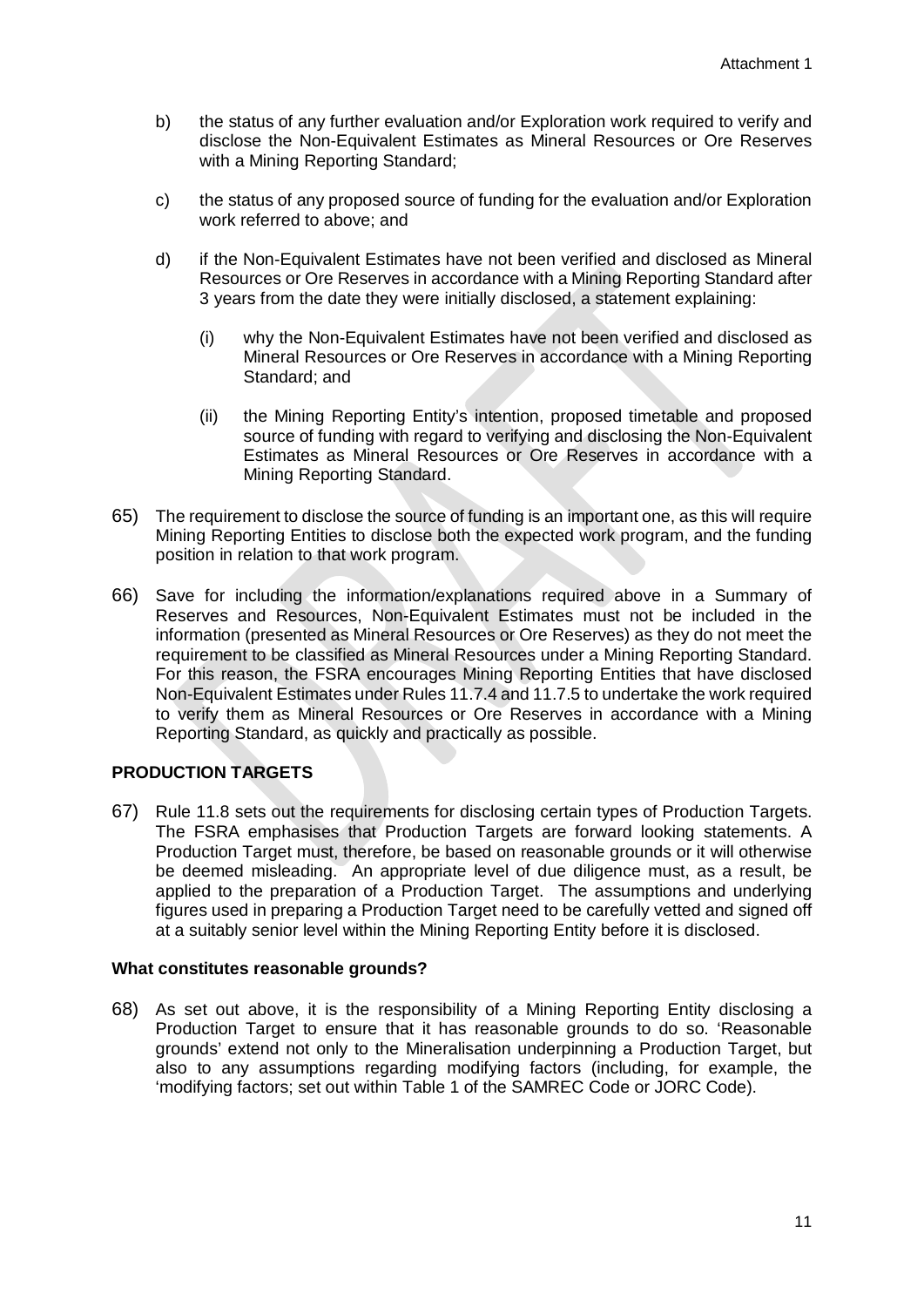b) the status of any further evaluation and/or Exploration work required to verify and disclose the Non-Equivalent Estimates as Mineral Resources or Ore Reserves with a Mining Reporting Standard;

c) the status of any proposed source of funding for the evaluation and/or Exploration work referred to above; and

d) if the Non-Equivalent Estimates have not been verified and disclosed as Mineral Resources or Ore Reserves in accordance with a Mining Reporting Standard after 3 years from the date they were initially disclosed, a statement explaining:

   (i) why the Non-Equivalent Estimates have not been verified and disclosed as Mineral Resources or Ore Reserves in accordance with a Mining Reporting Standard; and

   (ii) the Mining Reporting Entity's intention, proposed timetable and proposed source of funding with regard to verifying and disclosing the Non-Equivalent Estimates as Mineral Resources or Ore Reserves in accordance with a Mining Reporting Standard.

65) The requirement to disclose the source of funding is an important one, as this will require Mining Reporting Entities to disclose both the expected work program, and the funding position in relation to that work program.

66) Save for including the information/explanations required above in a Summary of Reserves and Resources, Non-Equivalent Estimates must not be included in the information (presented as Mineral Resources or Ore Reserves) as they do not meet the requirement to be classified as Mineral Resources under a Mining Reporting Standard. For this reason, the FSRA encourages Mining Reporting Entities that have disclosed Non-Equivalent Estimates under Rules 11.7.4 and 11.7.5 to undertake the work required to verify them as Mineral Resources or Ore Reserves in accordance with a Mining Reporting Standard, as quickly and practically as possible.

**PRODUCTION TARGETS**

67) Rule 11.8 sets out the requirements for disclosing certain types of Production Targets. The FSRA emphasises that Production Targets are forward looking statements. A Production Target must, therefore, be based on reasonable grounds or it will otherwise be deemed misleading. An appropriate level of due diligence must, as a result, be applied to the preparation of a Production Target. The assumptions and underlying figures used in preparing a Production Target need to be carefully vetted and signed off at a suitably senior level within the Mining Reporting Entity before it is disclosed.

**What constitutes reasonable grounds?**

68) As set out above, it is the responsibility of a Mining Reporting Entity disclosing a Production Target to ensure that it has reasonable grounds to do so. 'Reasonable grounds' extend not only to the Mineralisation underpinning a Production Target, but also to any assumptions regarding modifying factors (including, for example, the 'modifying factors; set out within Table 1 of the SAMREC Code or JORC Code).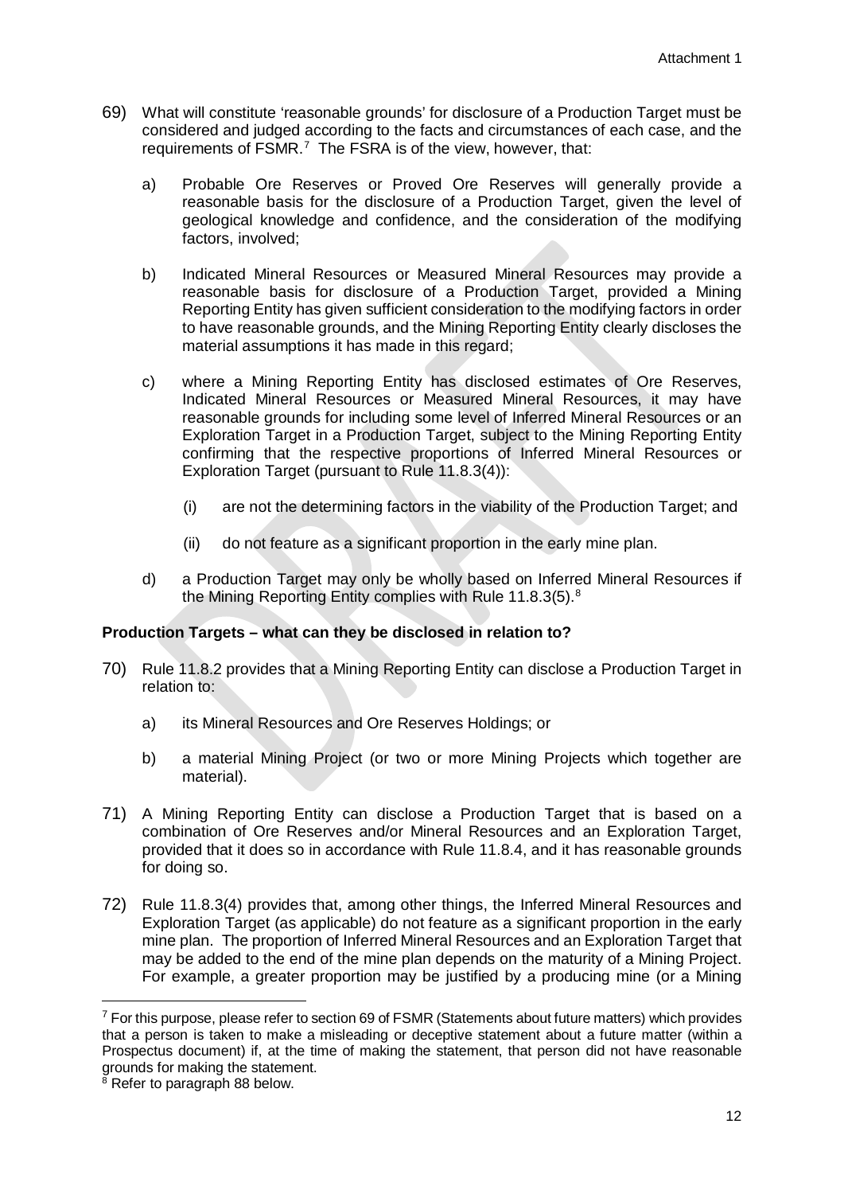69) What will constitute 'reasonable grounds' for disclosure of a Production Target must be considered and judged according to the facts and circumstances of each case, and the requirements of FSMR.[7] The FSRA is of the view, however, that:

   a) Probable Ore Reserves or Proved Ore Reserves will generally provide a reasonable basis for the disclosure of a Production Target, given the level of geological knowledge and confidence, and the consideration of the modifying factors, involved;

   b) Indicated Mineral Resources or Measured Mineral Resources may provide a reasonable basis for disclosure of a Production Target, provided a Mining Reporting Entity has given sufficient consideration to the modifying factors in order to have reasonable grounds, and the Mining Reporting Entity clearly discloses the material assumptions it has made in this regard;

   c) where a Mining Reporting Entity has disclosed estimates of Ore Reserves, Indicated Mineral Resources or Measured Mineral Resources, it may have reasonable grounds for including some level of Inferred Mineral Resources or an Exploration Target in a Production Target, subject to the Mining Reporting Entity confirming that the respective proportions of Inferred Mineral Resources or Exploration Target (pursuant to Rule 11.8.3(4)):

      (i) are not the determining factors in the viability of the Production Target; and

      (ii) do not feature as a significant proportion in the early mine plan.

   d) a Production Target may only be wholly based on Inferred Mineral Resources if the Mining Reporting Entity complies with Rule 11.8.3(5).[8]

**Production Targets – what can they be disclosed in relation to?**

70) Rule 11.8.2 provides that a Mining Reporting Entity can disclose a Production Target in relation to:

   a) its Mineral Resources and Ore Reserves Holdings; or

   b) a material Mining Project (or two or more Mining Projects which together are material).

71) A Mining Reporting Entity can disclose a Production Target that is based on a combination of Ore Reserves and/or Mineral Resources and an Exploration Target, provided that it does so in accordance with Rule 11.8.4, and it has reasonable grounds for doing so.

72) Rule 11.8.3(4) provides that, among other things, the Inferred Mineral Resources and Exploration Target (as applicable) do not feature as a significant proportion in the early mine plan. The proportion of Inferred Mineral Resources and an Exploration Target that may be added to the end of the mine plan depends on the maturity of a Mining Project. For example, a greater proportion may be justified by a producing mine (or a Mining

---

[7] For this purpose, please refer to section 69 of FSMR (Statements about future matters) which provides that a person is taken to make a misleading or deceptive statement about a future matter (within a Prospectus document) if, at the time of making the statement, that person did not have reasonable grounds for making the statement.

[8] Refer to paragraph 88 below.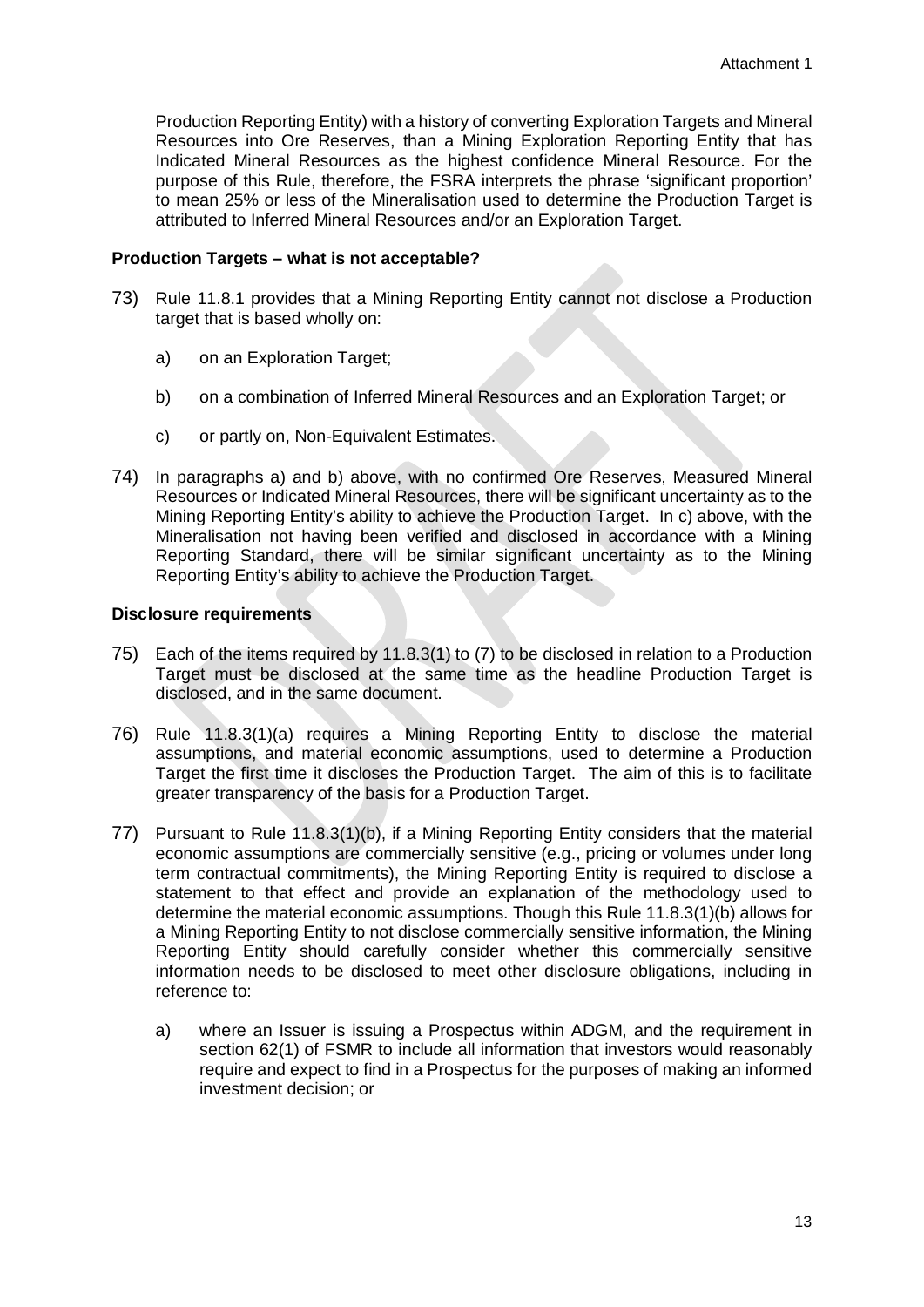Production Reporting Entity) with a history of converting Exploration Targets and Mineral Resources into Ore Reserves, than a Mining Exploration Reporting Entity that has Indicated Mineral Resources as the highest confidence Mineral Resource. For the purpose of this Rule, therefore, the FSRA interprets the phrase 'significant proportion' to mean 25% or less of the Mineralisation used to determine the Production Target is attributed to Inferred Mineral Resources and/or an Exploration Target.

**Production Targets – what is not acceptable?**

73) Rule 11.8.1 provides that a Mining Reporting Entity cannot not disclose a Production target that is based wholly on:

   a) on an Exploration Target;

   b) on a combination of Inferred Mineral Resources and an Exploration Target; or

   c) or partly on, Non-Equivalent Estimates.

74) In paragraphs a) and b) above, with no confirmed Ore Reserves, Measured Mineral Resources or Indicated Mineral Resources, there will be significant uncertainty as to the Mining Reporting Entity's ability to achieve the Production Target. In c) above, with the Mineralisation not having been verified and disclosed in accordance with a Mining Reporting Standard, there will be similar significant uncertainty as to the Mining Reporting Entity's ability to achieve the Production Target.

**Disclosure requirements**

75) Each of the items required by 11.8.3(1) to (7) to be disclosed in relation to a Production Target must be disclosed at the same time as the headline Production Target is disclosed, and in the same document.

76) Rule 11.8.3(1)(a) requires a Mining Reporting Entity to disclose the material assumptions, and material economic assumptions, used to determine a Production Target the first time it discloses the Production Target. The aim of this is to facilitate greater transparency of the basis for a Production Target.

77) Pursuant to Rule 11.8.3(1)(b), if a Mining Reporting Entity considers that the material economic assumptions are commercially sensitive (e.g., pricing or volumes under long term contractual commitments), the Mining Reporting Entity is required to disclose a statement to that effect and provide an explanation of the methodology used to determine the material economic assumptions. Though this Rule 11.8.3(1)(b) allows for a Mining Reporting Entity to not disclose commercially sensitive information, the Mining Reporting Entity should carefully consider whether this commercially sensitive information needs to be disclosed to meet other disclosure obligations, including in reference to:

   a) where an Issuer is issuing a Prospectus within ADGM, and the requirement in section 62(1) of FSMR to include all information that investors would reasonably require and expect to find in a Prospectus for the purposes of making an informed investment decision; or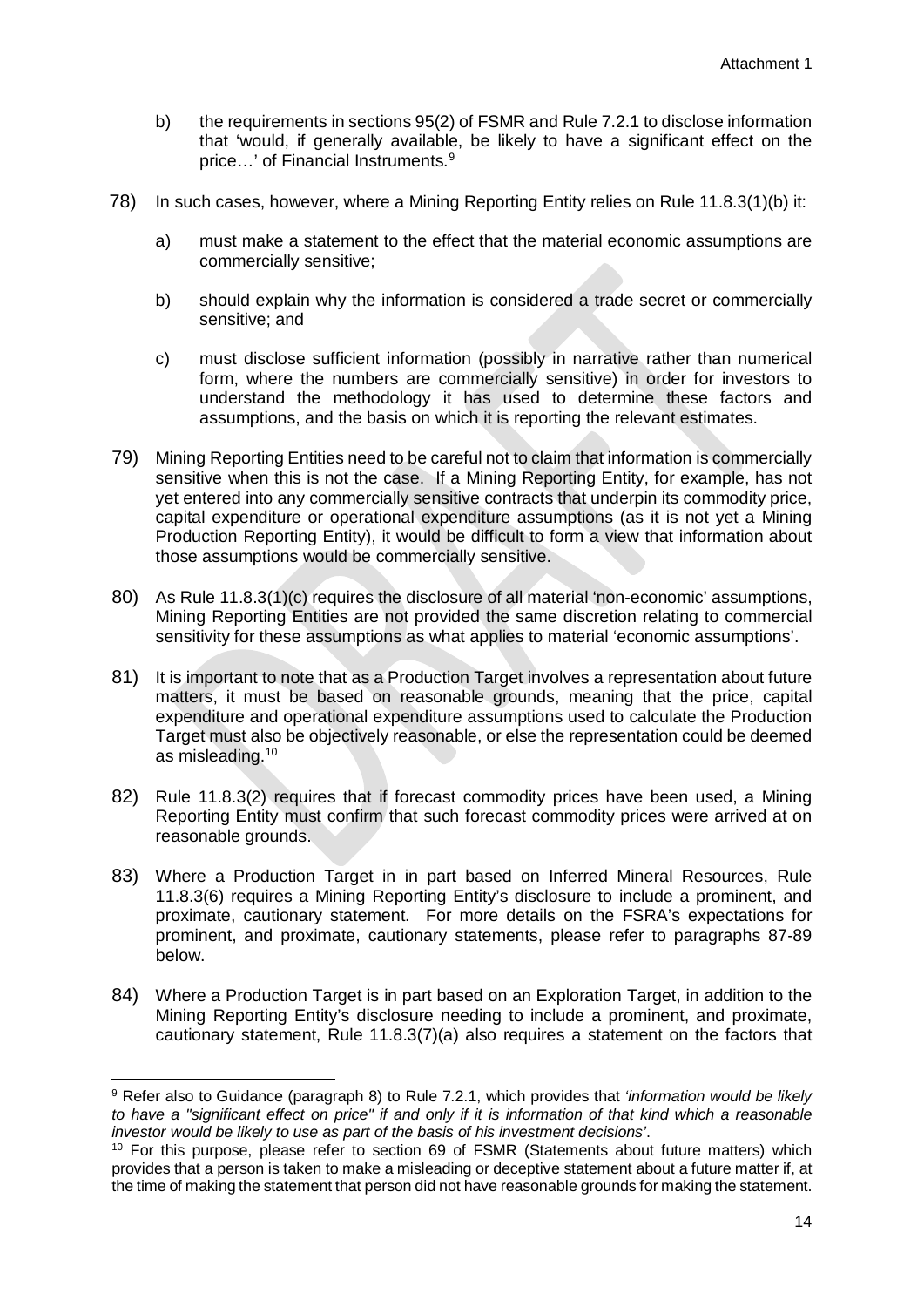b) the requirements in sections 95(2) of FSMR and Rule 7.2.1 to disclose information that 'would, if generally available, be likely to have a significant effect on the price…' of Financial Instruments.[9]

78) In such cases, however, where a Mining Reporting Entity relies on Rule 11.8.3(1)(b) it:

a) must make a statement to the effect that the material economic assumptions are commercially sensitive;

b) should explain why the information is considered a trade secret or commercially sensitive; and

c) must disclose sufficient information (possibly in narrative rather than numerical form, where the numbers are commercially sensitive) in order for investors to understand the methodology it has used to determine these factors and assumptions, and the basis on which it is reporting the relevant estimates.

79) Mining Reporting Entities need to be careful not to claim that information is commercially sensitive when this is not the case. If a Mining Reporting Entity, for example, has not yet entered into any commercially sensitive contracts that underpin its commodity price, capital expenditure or operational expenditure assumptions (as it is not yet a Mining Production Reporting Entity), it would be difficult to form a view that information about those assumptions would be commercially sensitive.

80) As Rule 11.8.3(1)(c) requires the disclosure of all material 'non-economic' assumptions, Mining Reporting Entities are not provided the same discretion relating to commercial sensitivity for these assumptions as what applies to material 'economic assumptions'.

81) It is important to note that as a Production Target involves a representation about future matters, it must be based on reasonable grounds, meaning that the price, capital expenditure and operational expenditure assumptions used to calculate the Production Target must also be objectively reasonable, or else the representation could be deemed as misleading.[10]

82) Rule 11.8.3(2) requires that if forecast commodity prices have been used, a Mining Reporting Entity must confirm that such forecast commodity prices were arrived at on reasonable grounds.

83) Where a Production Target in in part based on Inferred Mineral Resources, Rule 11.8.3(6) requires a Mining Reporting Entity's disclosure to include a prominent, and proximate, cautionary statement. For more details on the FSRA's expectations for prominent, and proximate, cautionary statements, please refer to paragraphs 87-89 below.

84) Where a Production Target is in part based on an Exploration Target, in addition to the Mining Reporting Entity's disclosure needing to include a prominent, and proximate, cautionary statement, Rule 11.8.3(7)(a) also requires a statement on the factors that

---

[9] Refer also to Guidance (paragraph 8) to Rule 7.2.1, which provides that *'information would be likely to have a "significant effect on price" if and only if it is information of that kind which a reasonable investor would be likely to use as part of the basis of his investment decisions'*.

[10] For this purpose, please refer to section 69 of FSMR (Statements about future matters) which provides that a person is taken to make a misleading or deceptive statement about a future matter if, at the time of making the statement that person did not have reasonable grounds for making the statement.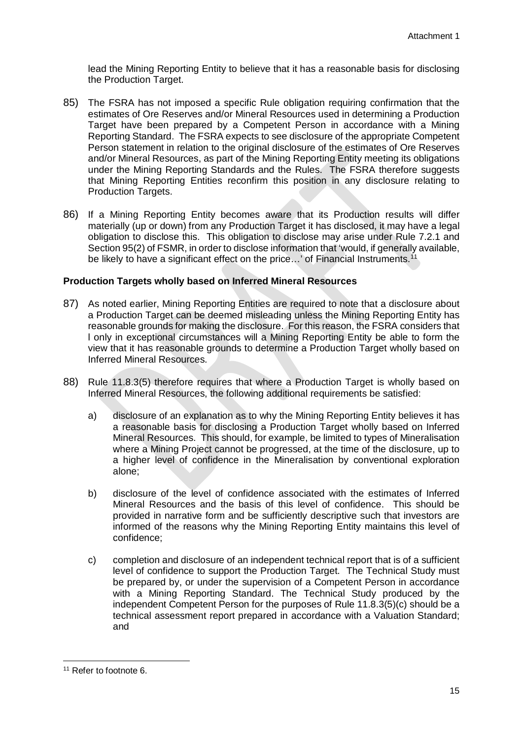lead the Mining Reporting Entity to believe that it has a reasonable basis for disclosing the Production Target.

85) The FSRA has not imposed a specific Rule obligation requiring confirmation that the estimates of Ore Reserves and/or Mineral Resources used in determining a Production Target have been prepared by a Competent Person in accordance with a Mining Reporting Standard. The FSRA expects to see disclosure of the appropriate Competent Person statement in relation to the original disclosure of the estimates of Ore Reserves and/or Mineral Resources, as part of the Mining Reporting Entity meeting its obligations under the Mining Reporting Standards and the Rules. The FSRA therefore suggests that Mining Reporting Entities reconfirm this position in any disclosure relating to Production Targets.

86) If a Mining Reporting Entity becomes aware that its Production results will differ materially (up or down) from any Production Target it has disclosed, it may have a legal obligation to disclose this. This obligation to disclose may arise under Rule 7.2.1 and Section 95(2) of FSMR, in order to disclose information that 'would, if generally available, be likely to have a significant effect on the price…' of Financial Instruments.[11]

**Production Targets wholly based on Inferred Mineral Resources**

87) As noted earlier, Mining Reporting Entities are required to note that a disclosure about a Production Target can be deemed misleading unless the Mining Reporting Entity has reasonable grounds for making the disclosure. For this reason, the FSRA considers that l only in exceptional circumstances will a Mining Reporting Entity be able to form the view that it has reasonable grounds to determine a Production Target wholly based on Inferred Mineral Resources.

88) Rule 11.8.3(5) therefore requires that where a Production Target is wholly based on Inferred Mineral Resources, the following additional requirements be satisfied:

    a) disclosure of an explanation as to why the Mining Reporting Entity believes it has a reasonable basis for disclosing a Production Target wholly based on Inferred Mineral Resources. This should, for example, be limited to types of Mineralisation where a Mining Project cannot be progressed, at the time of the disclosure, up to a higher level of confidence in the Mineralisation by conventional exploration alone;

    b) disclosure of the level of confidence associated with the estimates of Inferred Mineral Resources and the basis of this level of confidence. This should be provided in narrative form and be sufficiently descriptive such that investors are informed of the reasons why the Mining Reporting Entity maintains this level of confidence;

    c) completion and disclosure of an independent technical report that is of a sufficient level of confidence to support the Production Target. The Technical Study must be prepared by, or under the supervision of a Competent Person in accordance with a Mining Reporting Standard. The Technical Study produced by the independent Competent Person for the purposes of Rule 11.8.3(5)(c) should be a technical assessment report prepared in accordance with a Valuation Standard; and

[11] Refer to footnote 6.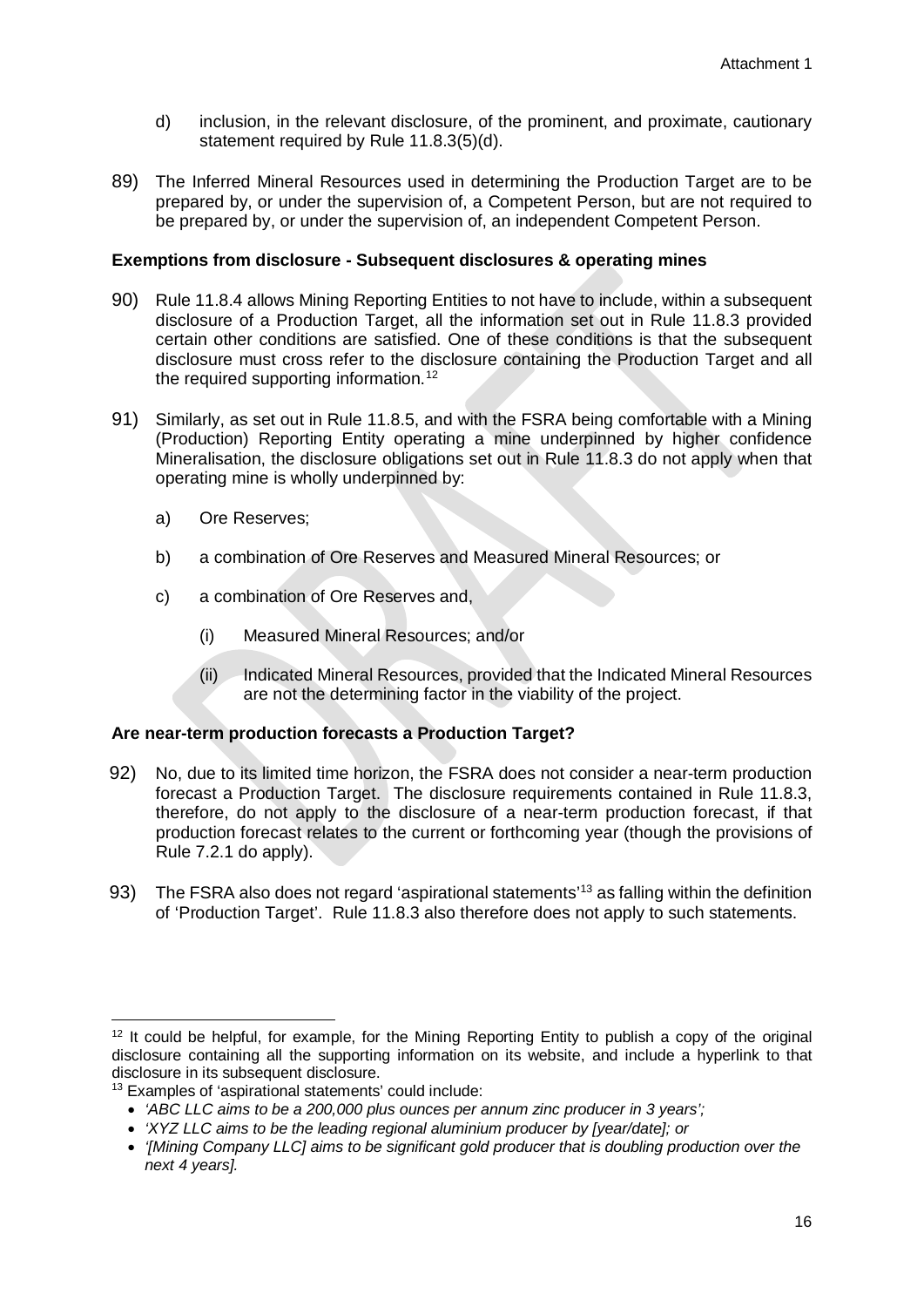d) inclusion, in the relevant disclosure, of the prominent, and proximate, cautionary statement required by Rule 11.8.3(5)(d).

89) The Inferred Mineral Resources used in determining the Production Target are to be prepared by, or under the supervision of, a Competent Person, but are not required to be prepared by, or under the supervision of, an independent Competent Person.

**Exemptions from disclosure - Subsequent disclosures & operating mines**

90) Rule 11.8.4 allows Mining Reporting Entities to not have to include, within a subsequent disclosure of a Production Target, all the information set out in Rule 11.8.3 provided certain other conditions are satisfied. One of these conditions is that the subsequent disclosure must cross refer to the disclosure containing the Production Target and all the required supporting information.[12]

91) Similarly, as set out in Rule 11.8.5, and with the FSRA being comfortable with a Mining (Production) Reporting Entity operating a mine underpinned by higher confidence Mineralisation, the disclosure obligations set out in Rule 11.8.3 do not apply when that operating mine is wholly underpinned by:

a) Ore Reserves;

b) a combination of Ore Reserves and Measured Mineral Resources; or

c) a combination of Ore Reserves and,

(i) Measured Mineral Resources; and/or

(ii) Indicated Mineral Resources, provided that the Indicated Mineral Resources are not the determining factor in the viability of the project.

**Are near-term production forecasts a Production Target?**

92) No, due to its limited time horizon, the FSRA does not consider a near-term production forecast a Production Target. The disclosure requirements contained in Rule 11.8.3, therefore, do not apply to the disclosure of a near-term production forecast, if that production forecast relates to the current or forthcoming year (though the provisions of Rule 7.2.1 do apply).

93) The FSRA also does not regard 'aspirational statements'[13] as falling within the definition of 'Production Target'. Rule 11.8.3 also therefore does not apply to such statements.

---

[12] It could be helpful, for example, for the Mining Reporting Entity to publish a copy of the original disclosure containing all the supporting information on its website, and include a hyperlink to that disclosure in its subsequent disclosure.

[13] Examples of 'aspirational statements' could include:

- *'ABC LLC aims to be a 200,000 plus ounces per annum zinc producer in 3 years';*
- *'XYZ LLC aims to be the leading regional aluminium producer by [year/date]; or*
- *'[Mining Company LLC] aims to be significant gold producer that is doubling production over the next 4 years].*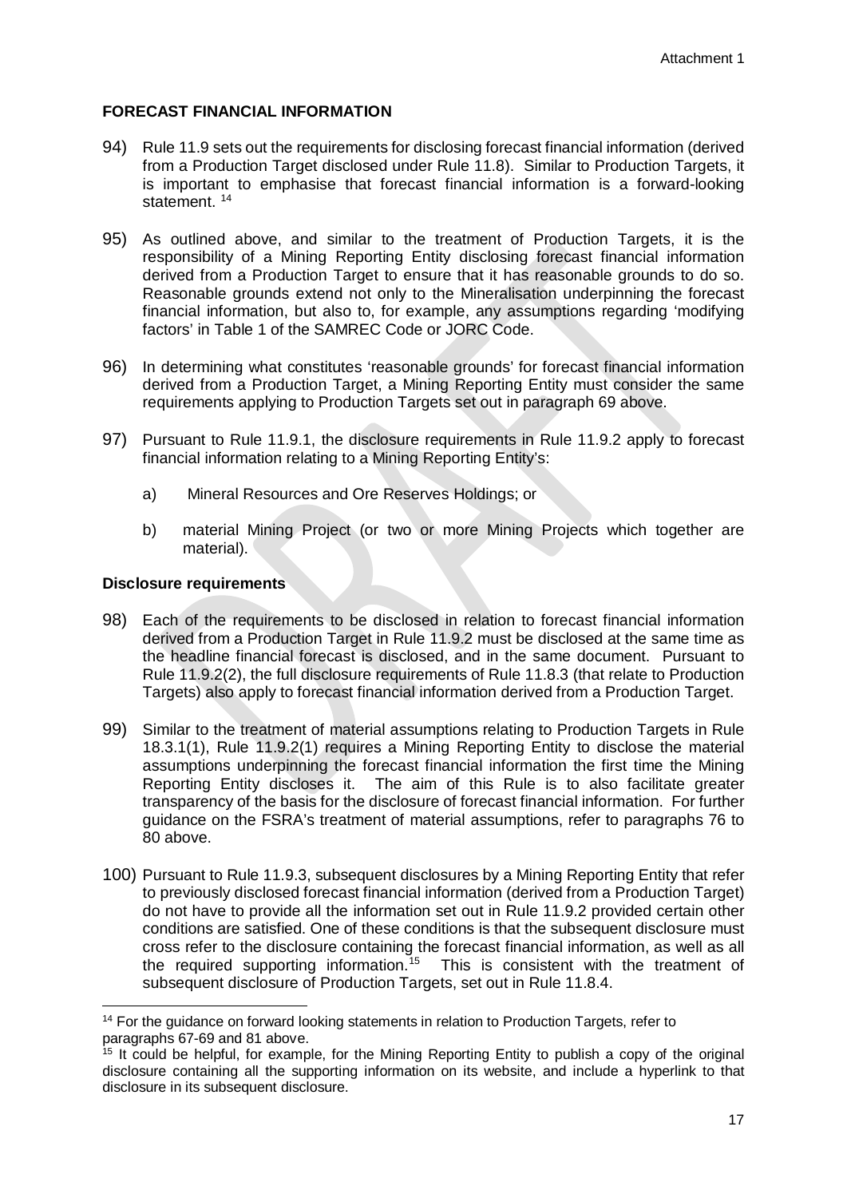## FORECAST FINANCIAL INFORMATION

94) Rule 11.9 sets out the requirements for disclosing forecast financial information (derived from a Production Target disclosed under Rule 11.8). Similar to Production Targets, it is important to emphasise that forecast financial information is a forward-looking statement. [14]

95) As outlined above, and similar to the treatment of Production Targets, it is the responsibility of a Mining Reporting Entity disclosing forecast financial information derived from a Production Target to ensure that it has reasonable grounds to do so. Reasonable grounds extend not only to the Mineralisation underpinning the forecast financial information, but also to, for example, any assumptions regarding 'modifying factors' in Table 1 of the SAMREC Code or JORC Code.

96) In determining what constitutes 'reasonable grounds' for forecast financial information derived from a Production Target, a Mining Reporting Entity must consider the same requirements applying to Production Targets set out in paragraph 69 above.

97) Pursuant to Rule 11.9.1, the disclosure requirements in Rule 11.9.2 apply to forecast financial information relating to a Mining Reporting Entity's:

    a) Mineral Resources and Ore Reserves Holdings; or

    b) material Mining Project (or two or more Mining Projects which together are material).

### Disclosure requirements

98) Each of the requirements to be disclosed in relation to forecast financial information derived from a Production Target in Rule 11.9.2 must be disclosed at the same time as the headline financial forecast is disclosed, and in the same document. Pursuant to Rule 11.9.2(2), the full disclosure requirements of Rule 11.8.3 (that relate to Production Targets) also apply to forecast financial information derived from a Production Target.

99) Similar to the treatment of material assumptions relating to Production Targets in Rule 18.3.1(1), Rule 11.9.2(1) requires a Mining Reporting Entity to disclose the material assumptions underpinning the forecast financial information the first time the Mining Reporting Entity discloses it. The aim of this Rule is to also facilitate greater transparency of the basis for the disclosure of forecast financial information. For further guidance on the FSRA's treatment of material assumptions, refer to paragraphs 76 to 80 above.

100) Pursuant to Rule 11.9.3, subsequent disclosures by a Mining Reporting Entity that refer to previously disclosed forecast financial information (derived from a Production Target) do not have to provide all the information set out in Rule 11.9.2 provided certain other conditions are satisfied. One of these conditions is that the subsequent disclosure must cross refer to the disclosure containing the forecast financial information, as well as all the required supporting information.[15] This is consistent with the treatment of subsequent disclosure of Production Targets, set out in Rule 11.8.4.

---

[14] For the guidance on forward looking statements in relation to Production Targets, refer to paragraphs 67-69 and 81 above.

[15] It could be helpful, for example, for the Mining Reporting Entity to publish a copy of the original disclosure containing all the supporting information on its website, and include a hyperlink to that disclosure in its subsequent disclosure.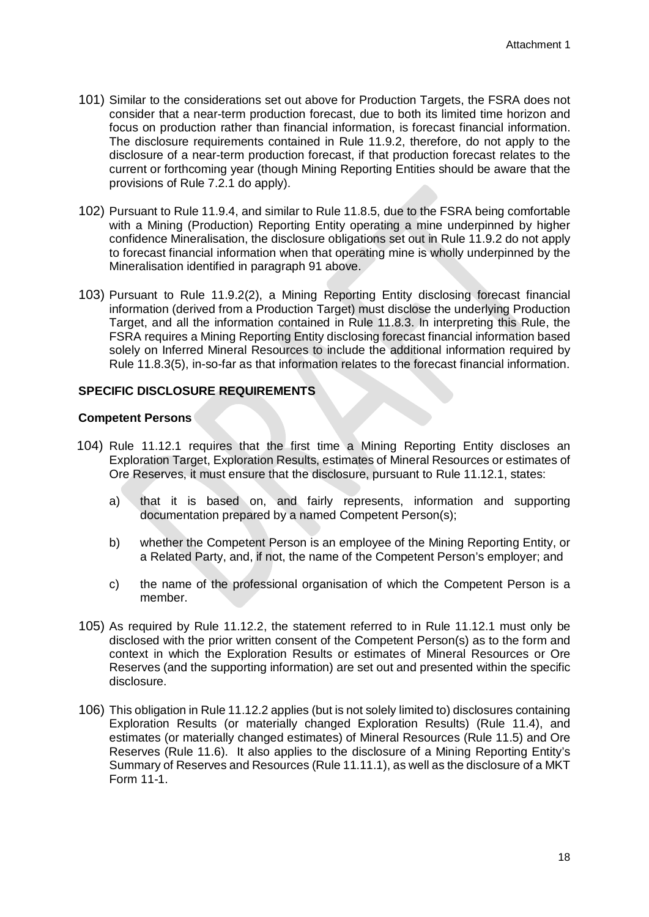101) Similar to the considerations set out above for Production Targets, the FSRA does not consider that a near-term production forecast, due to both its limited time horizon and focus on production rather than financial information, is forecast financial information. The disclosure requirements contained in Rule 11.9.2, therefore, do not apply to the disclosure of a near-term production forecast, if that production forecast relates to the current or forthcoming year (though Mining Reporting Entities should be aware that the provisions of Rule 7.2.1 do apply).

102) Pursuant to Rule 11.9.4, and similar to Rule 11.8.5, due to the FSRA being comfortable with a Mining (Production) Reporting Entity operating a mine underpinned by higher confidence Mineralisation, the disclosure obligations set out in Rule 11.9.2 do not apply to forecast financial information when that operating mine is wholly underpinned by the Mineralisation identified in paragraph 91 above.

103) Pursuant to Rule 11.9.2(2), a Mining Reporting Entity disclosing forecast financial information (derived from a Production Target) must disclose the underlying Production Target, and all the information contained in Rule 11.8.3. In interpreting this Rule, the FSRA requires a Mining Reporting Entity disclosing forecast financial information based solely on Inferred Mineral Resources to include the additional information required by Rule 11.8.3(5), in-so-far as that information relates to the forecast financial information.

## SPECIFIC DISCLOSURE REQUIREMENTS

### Competent Persons

104) Rule 11.12.1 requires that the first time a Mining Reporting Entity discloses an Exploration Target, Exploration Results, estimates of Mineral Resources or estimates of Ore Reserves, it must ensure that the disclosure, pursuant to Rule 11.12.1, states:

   a) that it is based on, and fairly represents, information and supporting documentation prepared by a named Competent Person(s);

   b) whether the Competent Person is an employee of the Mining Reporting Entity, or a Related Party, and, if not, the name of the Competent Person's employer; and

   c) the name of the professional organisation of which the Competent Person is a member.

105) As required by Rule 11.12.2, the statement referred to in Rule 11.12.1 must only be disclosed with the prior written consent of the Competent Person(s) as to the form and context in which the Exploration Results or estimates of Mineral Resources or Ore Reserves (and the supporting information) are set out and presented within the specific disclosure.

106) This obligation in Rule 11.12.2 applies (but is not solely limited to) disclosures containing Exploration Results (or materially changed Exploration Results) (Rule 11.4), and estimates (or materially changed estimates) of Mineral Resources (Rule 11.5) and Ore Reserves (Rule 11.6). It also applies to the disclosure of a Mining Reporting Entity's Summary of Reserves and Resources (Rule 11.11.1), as well as the disclosure of a MKT Form 11-1.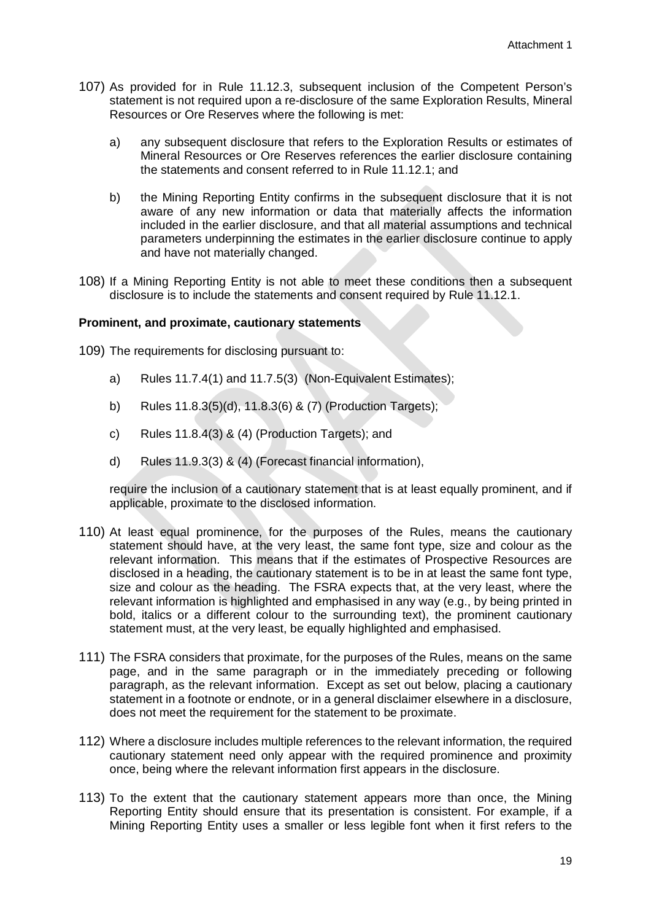107) As provided for in Rule 11.12.3, subsequent inclusion of the Competent Person's statement is not required upon a re-disclosure of the same Exploration Results, Mineral Resources or Ore Reserves where the following is met:

   a) any subsequent disclosure that refers to the Exploration Results or estimates of Mineral Resources or Ore Reserves references the earlier disclosure containing the statements and consent referred to in Rule 11.12.1; and

   b) the Mining Reporting Entity confirms in the subsequent disclosure that it is not aware of any new information or data that materially affects the information included in the earlier disclosure, and that all material assumptions and technical parameters underpinning the estimates in the earlier disclosure continue to apply and have not materially changed.

108) If a Mining Reporting Entity is not able to meet these conditions then a subsequent disclosure is to include the statements and consent required by Rule 11.12.1.

**Prominent, and proximate, cautionary statements**

109) The requirements for disclosing pursuant to:

   a) Rules 11.7.4(1) and 11.7.5(3) (Non-Equivalent Estimates);

   b) Rules 11.8.3(5)(d), 11.8.3(6) & (7) (Production Targets);

   c) Rules 11.8.4(3) & (4) (Production Targets); and

   d) Rules 11.9.3(3) & (4) (Forecast financial information),

   require the inclusion of a cautionary statement that is at least equally prominent, and if applicable, proximate to the disclosed information.

110) At least equal prominence, for the purposes of the Rules, means the cautionary statement should have, at the very least, the same font type, size and colour as the relevant information. This means that if the estimates of Prospective Resources are disclosed in a heading, the cautionary statement is to be in at least the same font type, size and colour as the heading. The FSRA expects that, at the very least, where the relevant information is highlighted and emphasised in any way (e.g., by being printed in bold, italics or a different colour to the surrounding text), the prominent cautionary statement must, at the very least, be equally highlighted and emphasised.

111) The FSRA considers that proximate, for the purposes of the Rules, means on the same page, and in the same paragraph or in the immediately preceding or following paragraph, as the relevant information. Except as set out below, placing a cautionary statement in a footnote or endnote, or in a general disclaimer elsewhere in a disclosure, does not meet the requirement for the statement to be proximate.

112) Where a disclosure includes multiple references to the relevant information, the required cautionary statement need only appear with the required prominence and proximity once, being where the relevant information first appears in the disclosure.

113) To the extent that the cautionary statement appears more than once, the Mining Reporting Entity should ensure that its presentation is consistent. For example, if a Mining Reporting Entity uses a smaller or less legible font when it first refers to the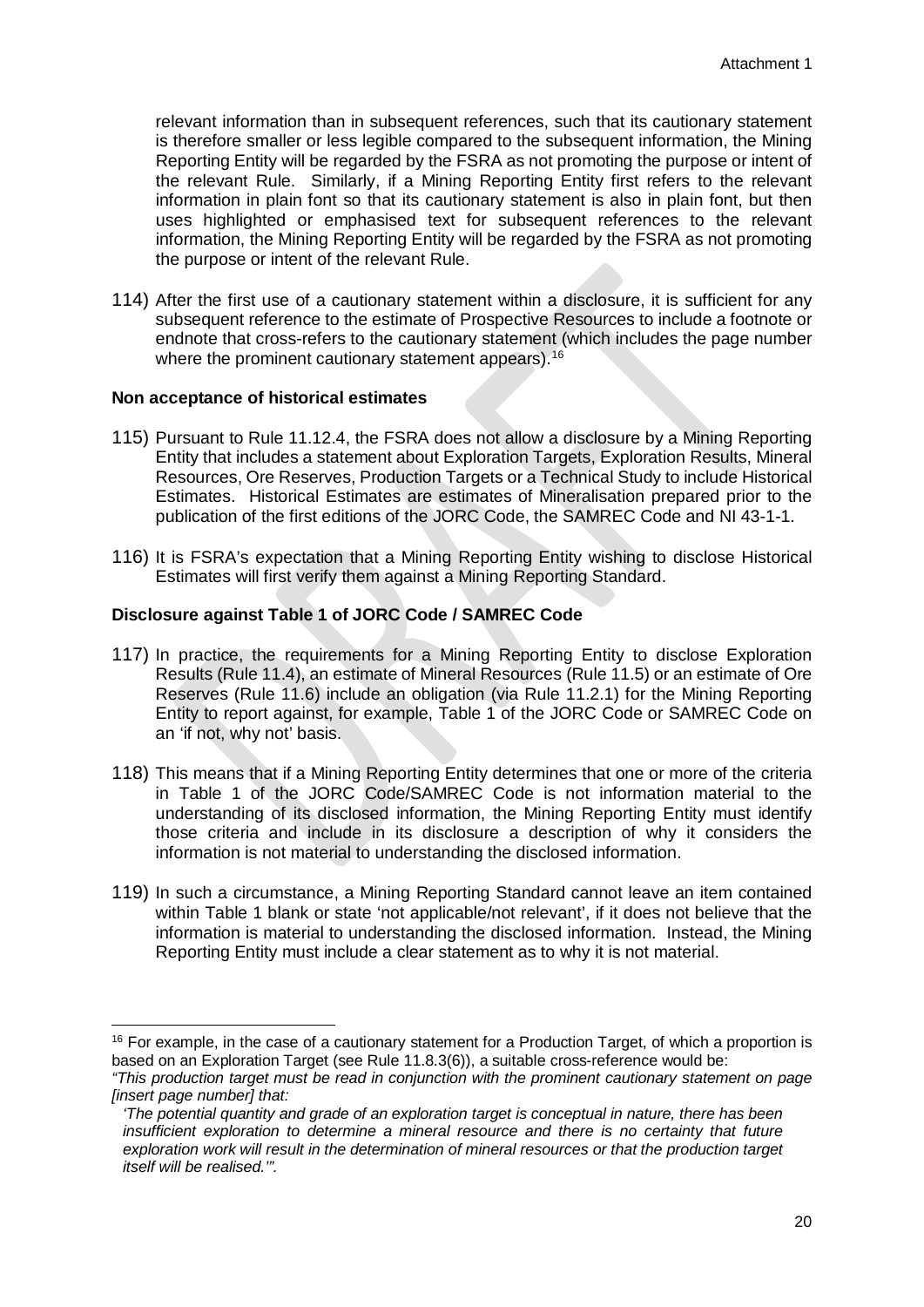relevant information than in subsequent references, such that its cautionary statement is therefore smaller or less legible compared to the subsequent information, the Mining Reporting Entity will be regarded by the FSRA as not promoting the purpose or intent of the relevant Rule. Similarly, if a Mining Reporting Entity first refers to the relevant information in plain font so that its cautionary statement is also in plain font, but then uses highlighted or emphasised text for subsequent references to the relevant information, the Mining Reporting Entity will be regarded by the FSRA as not promoting the purpose or intent of the relevant Rule.

114) After the first use of a cautionary statement within a disclosure, it is sufficient for any subsequent reference to the estimate of Prospective Resources to include a footnote or endnote that cross-refers to the cautionary statement (which includes the page number where the prominent cautionary statement appears).[16]

**Non acceptance of historical estimates**

115) Pursuant to Rule 11.12.4, the FSRA does not allow a disclosure by a Mining Reporting Entity that includes a statement about Exploration Targets, Exploration Results, Mineral Resources, Ore Reserves, Production Targets or a Technical Study to include Historical Estimates. Historical Estimates are estimates of Mineralisation prepared prior to the publication of the first editions of the JORC Code, the SAMREC Code and NI 43-1-1.

116) It is FSRA's expectation that a Mining Reporting Entity wishing to disclose Historical Estimates will first verify them against a Mining Reporting Standard.

**Disclosure against Table 1 of JORC Code / SAMREC Code**

117) In practice, the requirements for a Mining Reporting Entity to disclose Exploration Results (Rule 11.4), an estimate of Mineral Resources (Rule 11.5) or an estimate of Ore Reserves (Rule 11.6) include an obligation (via Rule 11.2.1) for the Mining Reporting Entity to report against, for example, Table 1 of the JORC Code or SAMREC Code on an 'if not, why not' basis.

118) This means that if a Mining Reporting Entity determines that one or more of the criteria in Table 1 of the JORC Code/SAMREC Code is not information material to the understanding of its disclosed information, the Mining Reporting Entity must identify those criteria and include in its disclosure a description of why it considers the information is not material to understanding the disclosed information.

119) In such a circumstance, a Mining Reporting Standard cannot leave an item contained within Table 1 blank or state 'not applicable/not relevant', if it does not believe that the information is material to understanding the disclosed information. Instead, the Mining Reporting Entity must include a clear statement as to why it is not material.

---

[16] For example, in the case of a cautionary statement for a Production Target, of which a proportion is based on an Exploration Target (see Rule 11.8.3(6)), a suitable cross-reference would be:

*"This production target must be read in conjunction with the prominent cautionary statement on page [insert page number] that:*

*'The potential quantity and grade of an exploration target is conceptual in nature, there has been insufficient exploration to determine a mineral resource and there is no certainty that future exploration work will result in the determination of mineral resources or that the production target itself will be realised.'".*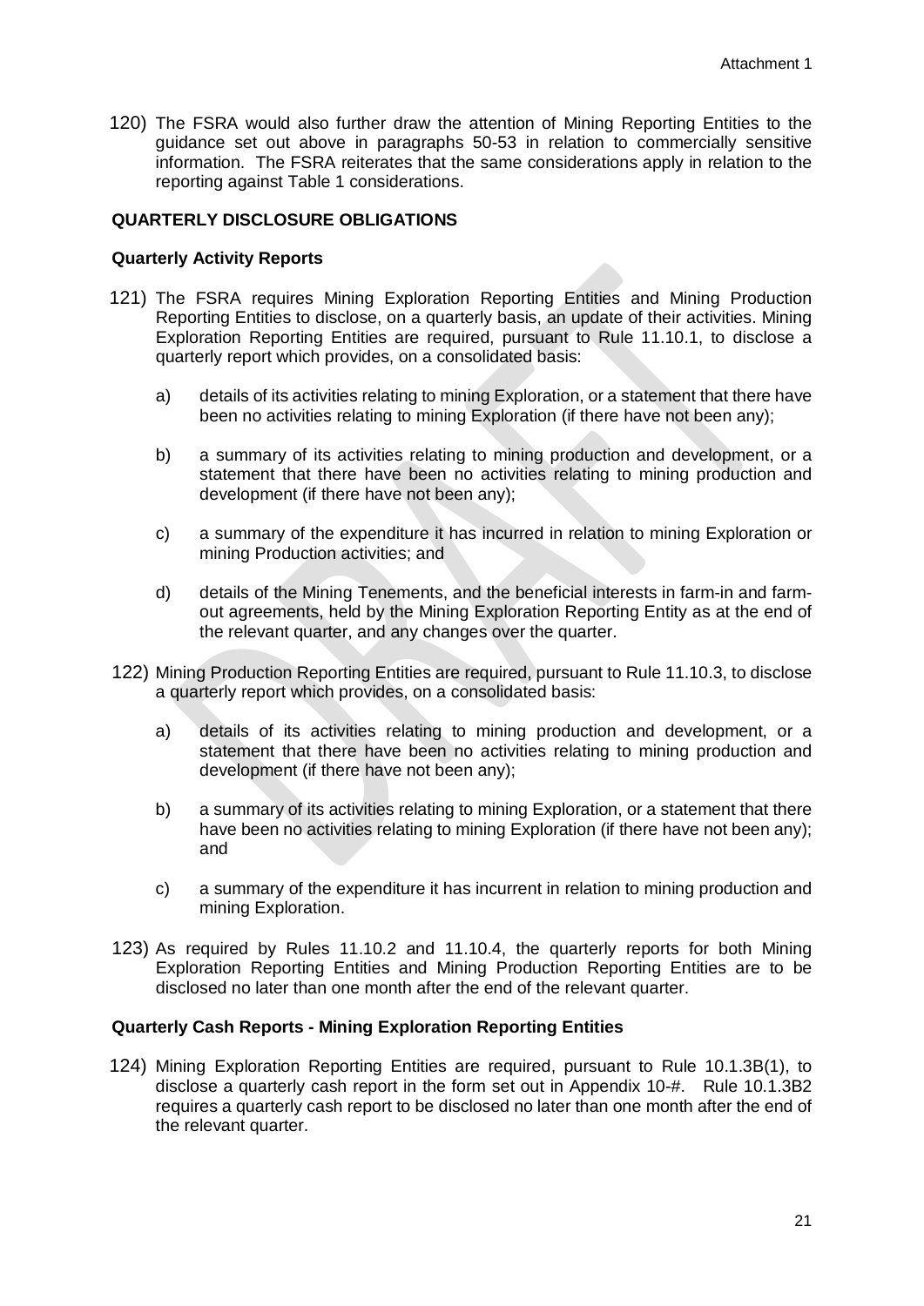120) The FSRA would also further draw the attention of Mining Reporting Entities to the guidance set out above in paragraphs 50-53 in relation to commercially sensitive information. The FSRA reiterates that the same considerations apply in relation to the reporting against Table 1 considerations.

## QUARTERLY DISCLOSURE OBLIGATIONS

### Quarterly Activity Reports

121) The FSRA requires Mining Exploration Reporting Entities and Mining Production Reporting Entities to disclose, on a quarterly basis, an update of their activities. Mining Exploration Reporting Entities are required, pursuant to Rule 11.10.1, to disclose a quarterly report which provides, on a consolidated basis:

   a) details of its activities relating to mining Exploration, or a statement that there have been no activities relating to mining Exploration (if there have not been any);

   b) a summary of its activities relating to mining production and development, or a statement that there have been no activities relating to mining production and development (if there have not been any);

   c) a summary of the expenditure it has incurred in relation to mining Exploration or mining Production activities; and

   d) details of the Mining Tenements, and the beneficial interests in farm-in and farm-out agreements, held by the Mining Exploration Reporting Entity as at the end of the relevant quarter, and any changes over the quarter.

122) Mining Production Reporting Entities are required, pursuant to Rule 11.10.3, to disclose a quarterly report which provides, on a consolidated basis:

   a) details of its activities relating to mining production and development, or a statement that there have been no activities relating to mining production and development (if there have not been any);

   b) a summary of its activities relating to mining Exploration, or a statement that there have been no activities relating to mining Exploration (if there have not been any); and

   c) a summary of the expenditure it has incurrent in relation to mining production and mining Exploration.

123) As required by Rules 11.10.2 and 11.10.4, the quarterly reports for both Mining Exploration Reporting Entities and Mining Production Reporting Entities are to be disclosed no later than one month after the end of the relevant quarter.

### Quarterly Cash Reports - Mining Exploration Reporting Entities

124) Mining Exploration Reporting Entities are required, pursuant to Rule 10.1.3B(1), to disclose a quarterly cash report in the form set out in Appendix 10-#. Rule 10.1.3B2 requires a quarterly cash report to be disclosed no later than one month after the end of the relevant quarter.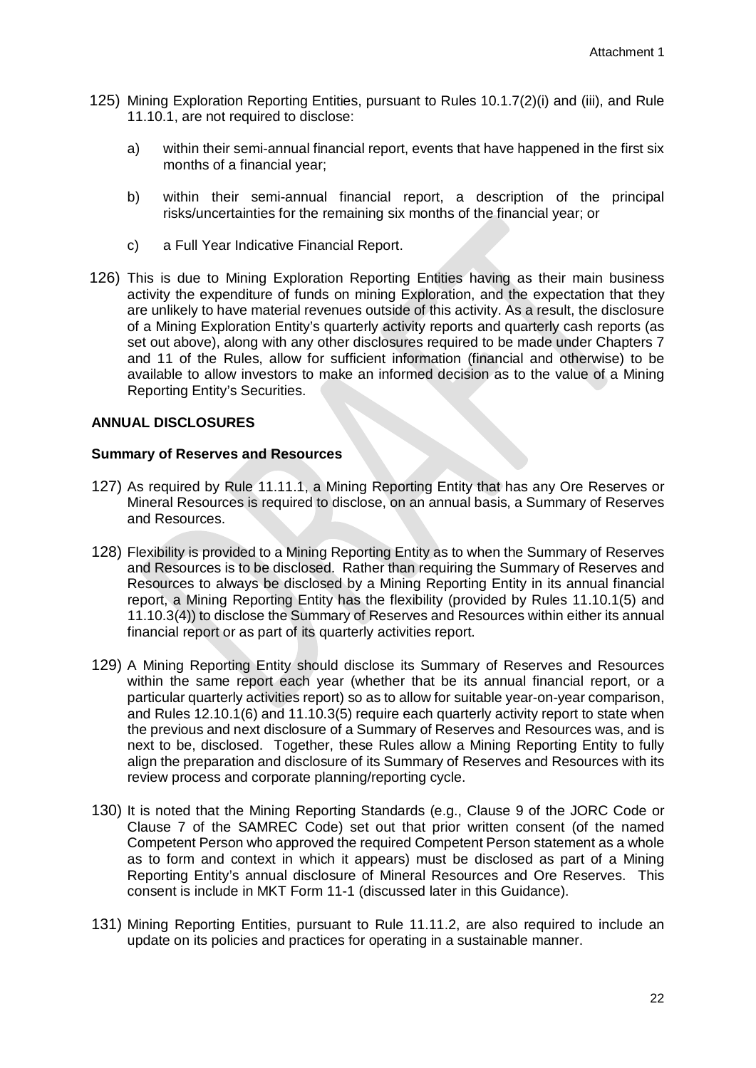125) Mining Exploration Reporting Entities, pursuant to Rules 10.1.7(2)(i) and (iii), and Rule 11.10.1, are not required to disclose:

   a) within their semi-annual financial report, events that have happened in the first six months of a financial year;

   b) within their semi-annual financial report, a description of the principal risks/uncertainties for the remaining six months of the financial year; or

   c) a Full Year Indicative Financial Report.

126) This is due to Mining Exploration Reporting Entities having as their main business activity the expenditure of funds on mining Exploration, and the expectation that they are unlikely to have material revenues outside of this activity. As a result, the disclosure of a Mining Exploration Entity's quarterly activity reports and quarterly cash reports (as set out above), along with any other disclosures required to be made under Chapters 7 and 11 of the Rules, allow for sufficient information (financial and otherwise) to be available to allow investors to make an informed decision as to the value of a Mining Reporting Entity's Securities.

## ANNUAL DISCLOSURES

### Summary of Reserves and Resources

127) As required by Rule 11.11.1, a Mining Reporting Entity that has any Ore Reserves or Mineral Resources is required to disclose, on an annual basis, a Summary of Reserves and Resources.

128) Flexibility is provided to a Mining Reporting Entity as to when the Summary of Reserves and Resources is to be disclosed. Rather than requiring the Summary of Reserves and Resources to always be disclosed by a Mining Reporting Entity in its annual financial report, a Mining Reporting Entity has the flexibility (provided by Rules 11.10.1(5) and 11.10.3(4)) to disclose the Summary of Reserves and Resources within either its annual financial report or as part of its quarterly activities report.

129) A Mining Reporting Entity should disclose its Summary of Reserves and Resources within the same report each year (whether that be its annual financial report, or a particular quarterly activities report) so as to allow for suitable year-on-year comparison, and Rules 12.10.1(6) and 11.10.3(5) require each quarterly activity report to state when the previous and next disclosure of a Summary of Reserves and Resources was, and is next to be, disclosed. Together, these Rules allow a Mining Reporting Entity to fully align the preparation and disclosure of its Summary of Reserves and Resources with its review process and corporate planning/reporting cycle.

130) It is noted that the Mining Reporting Standards (e.g., Clause 9 of the JORC Code or Clause 7 of the SAMREC Code) set out that prior written consent (of the named Competent Person who approved the required Competent Person statement as a whole as to form and context in which it appears) must be disclosed as part of a Mining Reporting Entity's annual disclosure of Mineral Resources and Ore Reserves. This consent is include in MKT Form 11-1 (discussed later in this Guidance).

131) Mining Reporting Entities, pursuant to Rule 11.11.2, are also required to include an update on its policies and practices for operating in a sustainable manner.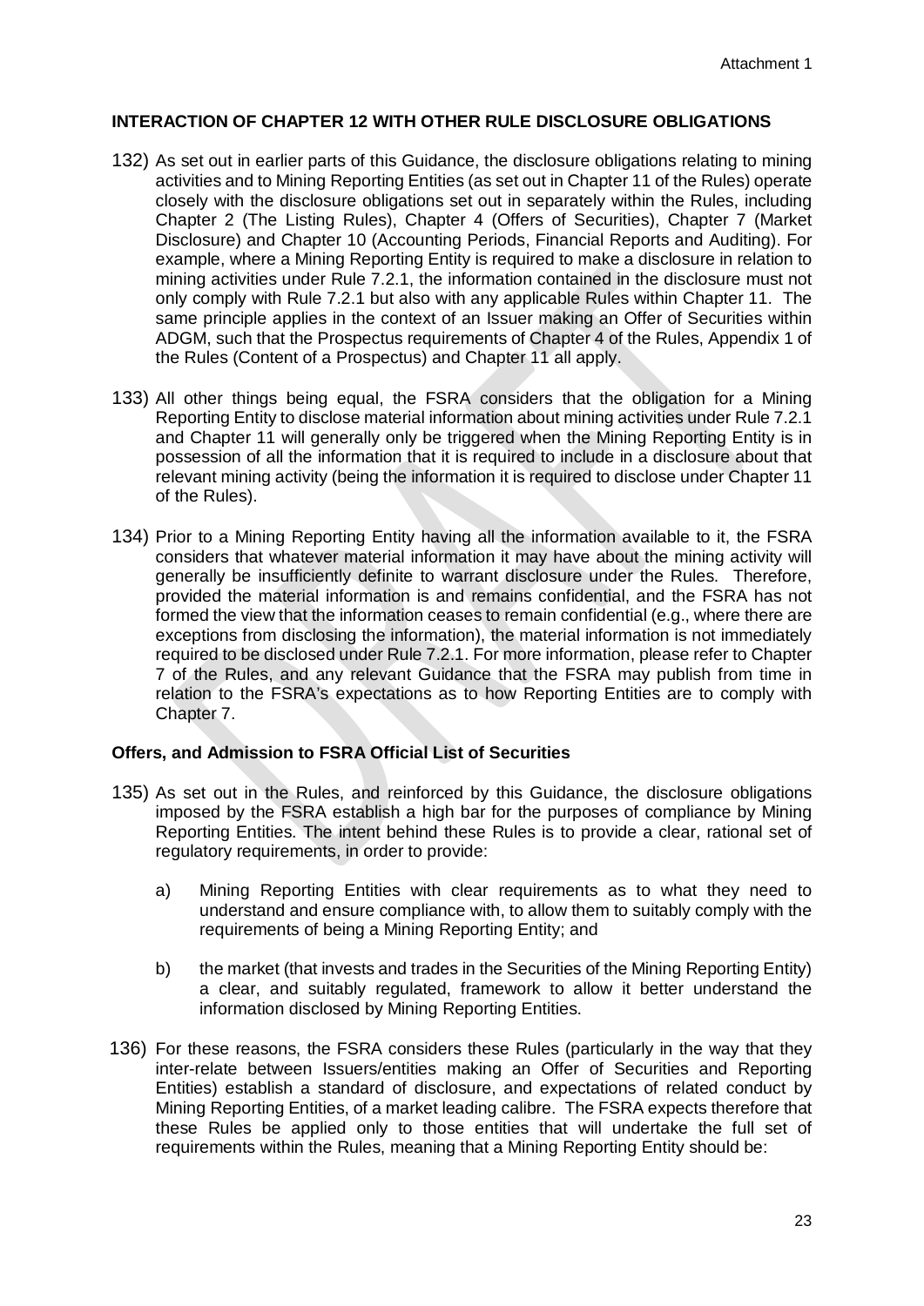## INTERACTION OF CHAPTER 12 WITH OTHER RULE DISCLOSURE OBLIGATIONS

132) As set out in earlier parts of this Guidance, the disclosure obligations relating to mining activities and to Mining Reporting Entities (as set out in Chapter 11 of the Rules) operate closely with the disclosure obligations set out in separately within the Rules, including Chapter 2 (The Listing Rules), Chapter 4 (Offers of Securities), Chapter 7 (Market Disclosure) and Chapter 10 (Accounting Periods, Financial Reports and Auditing). For example, where a Mining Reporting Entity is required to make a disclosure in relation to mining activities under Rule 7.2.1, the information contained in the disclosure must not only comply with Rule 7.2.1 but also with any applicable Rules within Chapter 11. The same principle applies in the context of an Issuer making an Offer of Securities within ADGM, such that the Prospectus requirements of Chapter 4 of the Rules, Appendix 1 of the Rules (Content of a Prospectus) and Chapter 11 all apply.

133) All other things being equal, the FSRA considers that the obligation for a Mining Reporting Entity to disclose material information about mining activities under Rule 7.2.1 and Chapter 11 will generally only be triggered when the Mining Reporting Entity is in possession of all the information that it is required to include in a disclosure about that relevant mining activity (being the information it is required to disclose under Chapter 11 of the Rules).

134) Prior to a Mining Reporting Entity having all the information available to it, the FSRA considers that whatever material information it may have about the mining activity will generally be insufficiently definite to warrant disclosure under the Rules. Therefore, provided the material information is and remains confidential, and the FSRA has not formed the view that the information ceases to remain confidential (e.g., where there are exceptions from disclosing the information), the material information is not immediately required to be disclosed under Rule 7.2.1. For more information, please refer to Chapter 7 of the Rules, and any relevant Guidance that the FSRA may publish from time in relation to the FSRA's expectations as to how Reporting Entities are to comply with Chapter 7.

### Offers, and Admission to FSRA Official List of Securities

135) As set out in the Rules, and reinforced by this Guidance, the disclosure obligations imposed by the FSRA establish a high bar for the purposes of compliance by Mining Reporting Entities. The intent behind these Rules is to provide a clear, rational set of regulatory requirements, in order to provide:

a) Mining Reporting Entities with clear requirements as to what they need to understand and ensure compliance with, to allow them to suitably comply with the requirements of being a Mining Reporting Entity; and

b) the market (that invests and trades in the Securities of the Mining Reporting Entity) a clear, and suitably regulated, framework to allow it better understand the information disclosed by Mining Reporting Entities.

136) For these reasons, the FSRA considers these Rules (particularly in the way that they inter-relate between Issuers/entities making an Offer of Securities and Reporting Entities) establish a standard of disclosure, and expectations of related conduct by Mining Reporting Entities, of a market leading calibre. The FSRA expects therefore that these Rules be applied only to those entities that will undertake the full set of requirements within the Rules, meaning that a Mining Reporting Entity should be: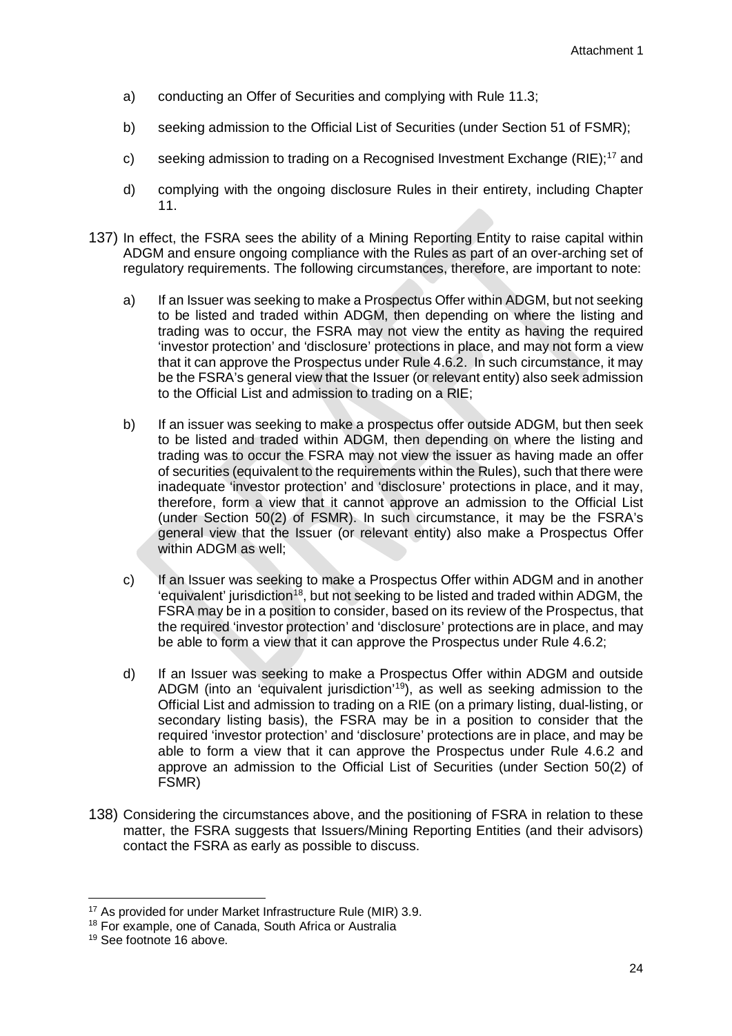a) conducting an Offer of Securities and complying with Rule 11.3;

b) seeking admission to the Official List of Securities (under Section 51 of FSMR);

c) seeking admission to trading on a Recognised Investment Exchange (RIE);[17] and

d) complying with the ongoing disclosure Rules in their entirety, including Chapter 11.

137) In effect, the FSRA sees the ability of a Mining Reporting Entity to raise capital within ADGM and ensure ongoing compliance with the Rules as part of an over-arching set of regulatory requirements. The following circumstances, therefore, are important to note:

a) If an Issuer was seeking to make a Prospectus Offer within ADGM, but not seeking to be listed and traded within ADGM, then depending on where the listing and trading was to occur, the FSRA may not view the entity as having the required 'investor protection' and 'disclosure' protections in place, and may not form a view that it can approve the Prospectus under Rule 4.6.2. In such circumstance, it may be the FSRA's general view that the Issuer (or relevant entity) also seek admission to the Official List and admission to trading on a RIE;

b) If an issuer was seeking to make a prospectus offer outside ADGM, but then seek to be listed and traded within ADGM, then depending on where the listing and trading was to occur the FSRA may not view the issuer as having made an offer of securities (equivalent to the requirements within the Rules), such that there were inadequate 'investor protection' and 'disclosure' protections in place, and it may, therefore, form a view that it cannot approve an admission to the Official List (under Section 50(2) of FSMR). In such circumstance, it may be the FSRA's general view that the Issuer (or relevant entity) also make a Prospectus Offer within ADGM as well;

c) If an Issuer was seeking to make a Prospectus Offer within ADGM and in another 'equivalent' jurisdiction[18], but not seeking to be listed and traded within ADGM, the FSRA may be in a position to consider, based on its review of the Prospectus, that the required 'investor protection' and 'disclosure' protections are in place, and may be able to form a view that it can approve the Prospectus under Rule 4.6.2;

d) If an Issuer was seeking to make a Prospectus Offer within ADGM and outside ADGM (into an 'equivalent jurisdiction'[19]), as well as seeking admission to the Official List and admission to trading on a RIE (on a primary listing, dual-listing, or secondary listing basis), the FSRA may be in a position to consider that the required 'investor protection' and 'disclosure' protections are in place, and may be able to form a view that it can approve the Prospectus under Rule 4.6.2 and approve an admission to the Official List of Securities (under Section 50(2) of FSMR)

138) Considering the circumstances above, and the positioning of FSRA in relation to these matter, the FSRA suggests that Issuers/Mining Reporting Entities (and their advisors) contact the FSRA as early as possible to discuss.

---

[17] As provided for under Market Infrastructure Rule (MIR) 3.9.

[18] For example, one of Canada, South Africa or Australia

[19] See footnote 16 above.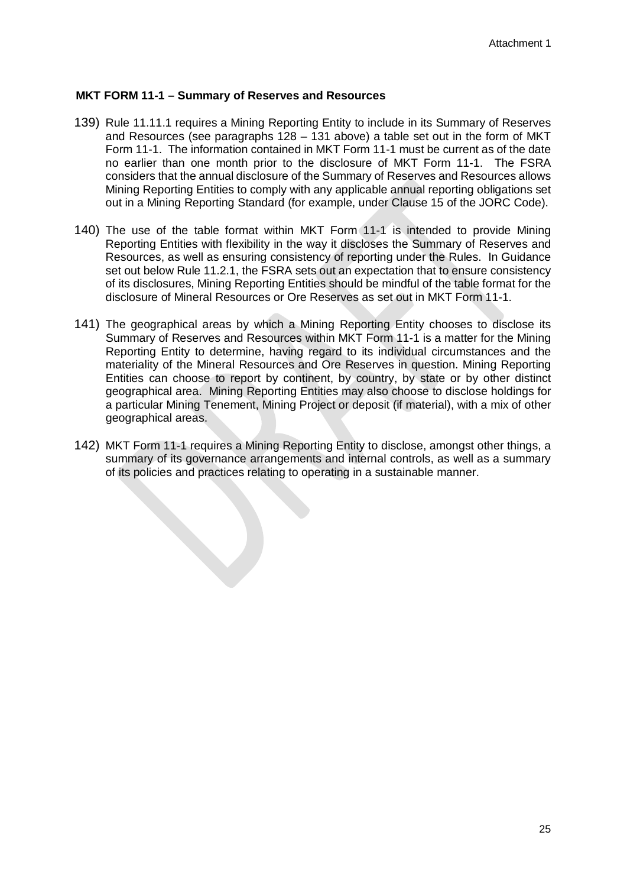**MKT FORM 11-1 – Summary of Reserves and Resources**

139) Rule 11.11.1 requires a Mining Reporting Entity to include in its Summary of Reserves and Resources (see paragraphs 128 – 131 above) a table set out in the form of MKT Form 11-1. The information contained in MKT Form 11-1 must be current as of the date no earlier than one month prior to the disclosure of MKT Form 11-1. The FSRA considers that the annual disclosure of the Summary of Reserves and Resources allows Mining Reporting Entities to comply with any applicable annual reporting obligations set out in a Mining Reporting Standard (for example, under Clause 15 of the JORC Code).

140) The use of the table format within MKT Form 11-1 is intended to provide Mining Reporting Entities with flexibility in the way it discloses the Summary of Reserves and Resources, as well as ensuring consistency of reporting under the Rules. In Guidance set out below Rule 11.2.1, the FSRA sets out an expectation that to ensure consistency of its disclosures, Mining Reporting Entities should be mindful of the table format for the disclosure of Mineral Resources or Ore Reserves as set out in MKT Form 11-1.

141) The geographical areas by which a Mining Reporting Entity chooses to disclose its Summary of Reserves and Resources within MKT Form 11-1 is a matter for the Mining Reporting Entity to determine, having regard to its individual circumstances and the materiality of the Mineral Resources and Ore Reserves in question. Mining Reporting Entities can choose to report by continent, by country, by state or by other distinct geographical area. Mining Reporting Entities may also choose to disclose holdings for a particular Mining Tenement, Mining Project or deposit (if material), with a mix of other geographical areas.

142) MKT Form 11-1 requires a Mining Reporting Entity to disclose, amongst other things, a summary of its governance arrangements and internal controls, as well as a summary of its policies and practices relating to operating in a sustainable manner.